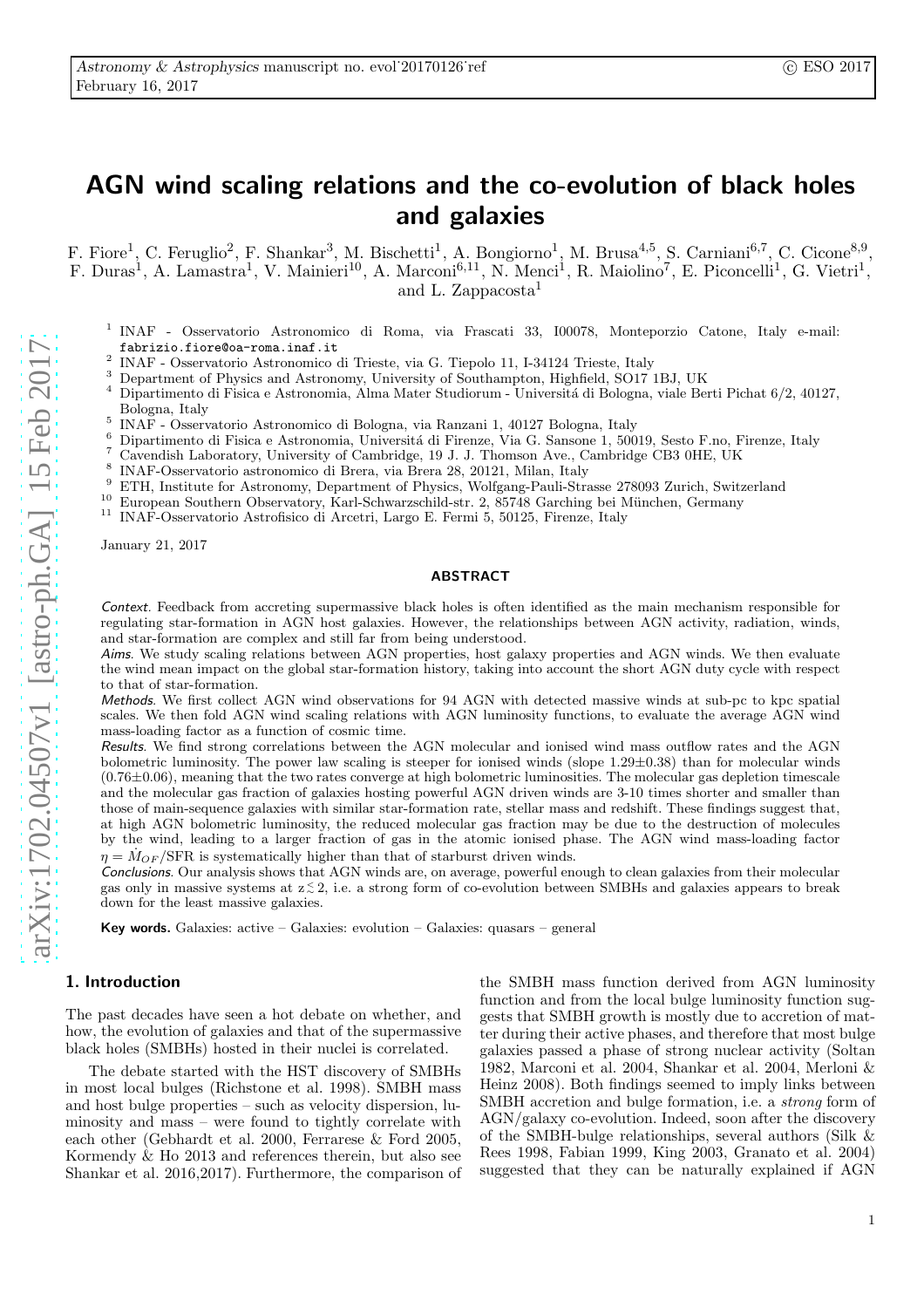# AGN wind scaling relations and the co-evolution of black holes and galaxies

F. Fiore[1], C. Feruglio[2], F. Shankar[3], M. Bischetti[1], A. Bongiorno[1], M. Brusa[4,5], S. Carniani[6,7], C. Cicone[8,9], F. Duras[1], A. Lamastra[1], V. Mainieri[10], A. Marconi[6,11], N. Menci[1], R. Maiolino[7], E. Piconcelli[1], G. Vietri[1], and L. Zappacosta[1]

[1] INAF - Osservatorio Astronomico di Roma, via Frascati 33, I00078, Monteporzio Catone, Italy e-mail: fabrizio.fiore@oa-roma.inaf.it
[2] INAF - Osservatorio Astronomico di Trieste, via G. Tiepolo 11, I-34124 Trieste, Italy
[3] Department of Physics and Astronomy, University of Southampton, Highfield, SO17 1BJ, UK
[4] Dipartimento di Fisica e Astronomia, Alma Mater Studiorum - Universitá di Bologna, viale Berti Pichat 6/2, 40127, Bologna, Italy
[5] INAF - Osservatorio Astronomico di Bologna, via Ranzani 1, 40127 Bologna, Italy
[6] Dipartimento di Fisica e Astronomia, Universitá di Firenze, Via G. Sansone 1, 50019, Sesto F.no, Firenze, Italy
[7] Cavendish Laboratory, University of Cambridge, 19 J. J. Thomson Ave., Cambridge CB3 0HE, UK
[8] INAF-Osservatorio astronomico di Brera, via Brera 28, 20121, Milan, Italy
[9] ETH, Institute for Astronomy, Department of Physics, Wolfgang-Pauli-Strasse 278093 Zurich, Switzerland
[10] European Southern Observatory, Karl-Schwarzschild-str. 2, 85748 Garching bei München, Germany
[11] INAF-Osservatorio Astrofisico di Arcetri, Largo E. Fermi 5, 50125, Firenze, Italy

January 21, 2017

## ABSTRACT

*Context*. Feedback from accreting supermassive black holes is often identified as the main mechanism responsible for regulating star-formation in AGN host galaxies. However, the relationships between AGN activity, radiation, winds, and star-formation are complex and still far from being understood.

*Aims*. We study scaling relations between AGN properties, host galaxy properties and AGN winds. We then evaluate the wind mean impact on the global star-formation history, taking into account the short AGN duty cycle with respect to that of star-formation.

*Methods*. We first collect AGN wind observations for 94 AGN with detected massive winds at sub-pc to kpc spatial scales. We then fold AGN wind scaling relations with AGN luminosity functions, to evaluate the average AGN wind mass-loading factor as a function of cosmic time.

*Results*. We find strong correlations between the AGN molecular and ionised wind mass outflow rates and the AGN bolometric luminosity. The power law scaling is steeper for ionised winds (slope 1.29±0.38) than for molecular winds (0.76±0.06), meaning that the two rates converge at high bolometric luminosities. The molecular gas depletion timescale and the molecular gas fraction of galaxies hosting powerful AGN driven winds are 3-10 times shorter and smaller than those of main-sequence galaxies with similar star-formation rate, stellar mass and redshift. These findings suggest that, at high AGN bolometric luminosity, the reduced molecular gas fraction may be due to the destruction of molecules by the wind, leading to a larger fraction of gas in the atomic ionised phase. The AGN wind mass-loading factor $\eta = \dot{M}_{OF}/\mathrm{SFR}$ is systematically higher than that of starburst driven winds.

*Conclusions*. Our analysis shows that AGN winds are, on average, powerful enough to clean galaxies from their molecular gas only in massive systems at $z \lesssim 2$, i.e. a strong form of co-evolution between SMBHs and galaxies appears to break down for the least massive galaxies.

**Key words.** Galaxies: active – Galaxies: evolution – Galaxies: quasars – general

## 1. Introduction

The past decades have seen a hot debate on whether, and how, the evolution of galaxies and that of the supermassive black holes (SMBHs) hosted in their nuclei is correlated.

The debate started with the HST discovery of SMBHs in most local bulges (Richstone et al. 1998). SMBH mass and host bulge properties – such as velocity dispersion, luminosity and mass – were found to tightly correlate with each other (Gebhardt et al. 2000, Ferrarese & Ford 2005, Kormendy & Ho 2013 and references therein, but also see Shankar et al. 2016,2017). Furthermore, the comparison of the SMBH mass function derived from AGN luminosity function and from the local bulge luminosity function suggests that SMBH growth is mostly due to accretion of matter during their active phases, and therefore that most bulge galaxies passed a phase of strong nuclear activity (Soltan 1982, Marconi et al. 2004, Shankar et al. 2004, Merloni & Heinz 2008). Both findings seemed to imply links between SMBH accretion and bulge formation, i.e. a *strong* form of AGN/galaxy co-evolution. Indeed, soon after the discovery of the SMBH-bulge relationships, several authors (Silk & Rees 1998, Fabian 1999, King 2003, Granato et al. 2004) suggested that they can be naturally explained if AGN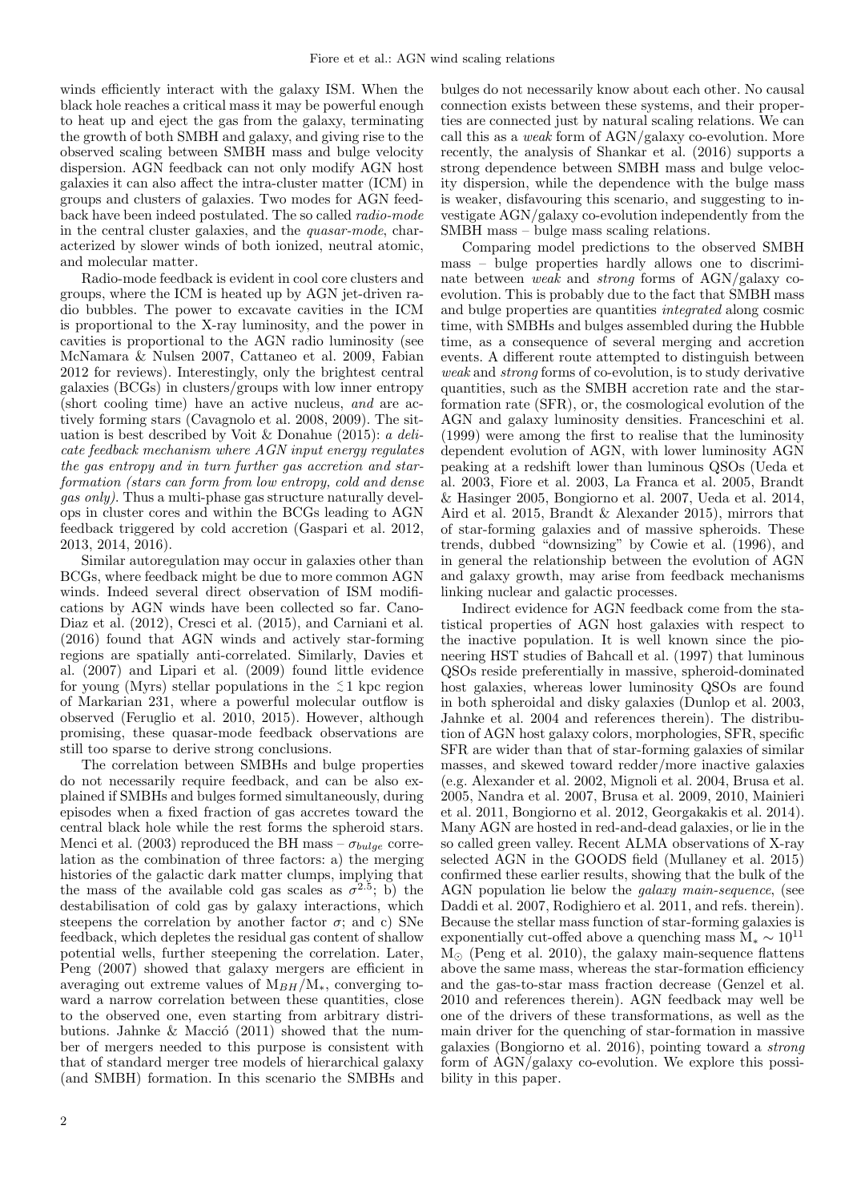winds efficiently interact with the galaxy ISM. When the black hole reaches a critical mass it may be powerful enough to heat up and eject the gas from the galaxy, terminating the growth of both SMBH and galaxy, and giving rise to the observed scaling between SMBH mass and bulge velocity dispersion. AGN feedback can not only modify AGN host galaxies it can also affect the intra-cluster matter (ICM) in groups and clusters of galaxies. Two modes for AGN feedback have been indeed postulated. The so called *radio-mode* in the central cluster galaxies, and the *quasar-mode*, characterized by slower winds of both ionized, neutral atomic, and molecular matter.

Radio-mode feedback is evident in cool core clusters and groups, where the ICM is heated up by AGN jet-driven radio bubbles. The power to excavate cavities in the ICM is proportional to the X-ray luminosity, and the power in cavities is proportional to the AGN radio luminosity (see McNamara & Nulsen 2007, Cattaneo et al. 2009, Fabian 2012 for reviews). Interestingly, only the brightest central galaxies (BCGs) in clusters/groups with low inner entropy (short cooling time) have an active nucleus, *and* are actively forming stars (Cavagnolo et al. 2008, 2009). The situation is best described by Voit & Donahue (2015): *a delicate feedback mechanism where AGN input energy regulates the gas entropy and in turn further gas accretion and star-formation (stars can form from low entropy, cold and dense gas only).* Thus a multi-phase gas structure naturally develops in cluster cores and within the BCGs leading to AGN feedback triggered by cold accretion (Gaspari et al. 2012, 2013, 2014, 2016).

Similar autoregulation may occur in galaxies other than BCGs, where feedback might be due to more common AGN winds. Indeed several direct observation of ISM modifications by AGN winds have been collected so far. Cano-Diaz et al. (2012), Cresci et al. (2015), and Carniani et al. (2016) found that AGN winds and actively star-forming regions are spatially anti-correlated. Similarly, Davies et al. (2007) and Lipari et al. (2009) found little evidence for young (Myrs) stellar populations in the $\lesssim 1$ kpc region of Markarian 231, where a powerful molecular outflow is observed (Feruglio et al. 2010, 2015). However, although promising, these quasar-mode feedback observations are still too sparse to derive strong conclusions.

The correlation between SMBHs and bulge properties do not necessarily require feedback, and can be also explained if SMBHs and bulges formed simultaneously, during episodes when a fixed fraction of gas accretes toward the central black hole while the rest forms the spheroid stars. Menci et al. (2003) reproduced the BH mass – $\sigma_{bulge}$ correlation as the combination of three factors: a) the merging histories of the galactic dark matter clumps, implying that the mass of the available cold gas scales as $\sigma^{2.5}$; b) the destabilisation of cold gas by galaxy interactions, which steepens the correlation by another factor $\sigma$; and c) SNe feedback, which depletes the residual gas content of shallow potential wells, further steepening the correlation. Later, Peng (2007) showed that galaxy mergers are efficient in averaging out extreme values of $M_{BH}/M_*$, converging toward a narrow correlation between these quantities, close to the observed one, even starting from arbitrary distributions. Jahnke & Macció (2011) showed that the number of mergers needed to this purpose is consistent with that of standard merger tree models of hierarchical galaxy (and SMBH) formation. In this scenario the SMBHs and bulges do not necessarily know about each other. No causal connection exists between these systems, and their properties are connected just by natural scaling relations. We can call this as a *weak* form of AGN/galaxy co-evolution. More recently, the analysis of Shankar et al. (2016) supports a strong dependence between SMBH mass and bulge velocity dispersion, while the dependence with the bulge mass is weaker, disfavouring this scenario, and suggesting to investigate AGN/galaxy co-evolution independently from the SMBH mass – bulge mass scaling relations.

Comparing model predictions to the observed SMBH mass – bulge properties hardly allows one to discriminate between *weak* and *strong* forms of AGN/galaxy co-evolution. This is probably due to the fact that SMBH mass and bulge properties are quantities *integrated* along cosmic time, with SMBHs and bulges assembled during the Hubble time, as a consequence of several merging and accretion events. A different route attempted to distinguish between *weak* and *strong* forms of co-evolution, is to study derivative quantities, such as the SMBH accretion rate and the star-formation rate (SFR), or, the cosmological evolution of the AGN and galaxy luminosity densities. Franceschini et al. (1999) were among the first to realise that the luminosity dependent evolution of AGN, with lower luminosity AGN peaking at a redshift lower than luminous QSOs (Ueda et al. 2003, Fiore et al. 2003, La Franca et al. 2005, Brandt & Hasinger 2005, Bongiorno et al. 2007, Ueda et al. 2014, Aird et al. 2015, Brandt & Alexander 2015), mirrors that of star-forming galaxies and of massive spheroids. These trends, dubbed "downsizing" by Cowie et al. (1996), and in general the relationship between the evolution of AGN and galaxy growth, may arise from feedback mechanisms linking nuclear and galactic processes.

Indirect evidence for AGN feedback come from the statistical properties of AGN host galaxies with respect to the inactive population. It is well known since the pioneering HST studies of Bahcall et al. (1997) that luminous QSOs reside preferentially in massive, spheroid-dominated host galaxies, whereas lower luminosity QSOs are found in both spheroidal and disky galaxies (Dunlop et al. 2003, Jahnke et al. 2004 and references therein). The distribution of AGN host galaxy colors, morphologies, SFR, specific SFR are wider than that of star-forming galaxies of similar masses, and skewed toward redder/more inactive galaxies (e.g. Alexander et al. 2002, Mignoli et al. 2004, Brusa et al. 2005, Nandra et al. 2007, Brusa et al. 2009, 2010, Mainieri et al. 2011, Bongiorno et al. 2012, Georgakakis et al. 2014). Many AGN are hosted in red-and-dead galaxies, or lie in the so called green valley. Recent ALMA observations of X-ray selected AGN in the GOODS field (Mullaney et al. 2015) confirmed these earlier results, showing that the bulk of the AGN population lie below the *galaxy main-sequence*, (see Daddi et al. 2007, Rodighiero et al. 2011, and refs. therein). Because the stellar mass function of star-forming galaxies is exponentially cut-offed above a quenching mass $M_* \sim 10^{11}$ $M_\odot$ (Peng et al. 2010), the galaxy main-sequence flattens above the same mass, whereas the star-formation efficiency and the gas-to-star mass fraction decrease (Genzel et al. 2010 and references therein). AGN feedback may well be one of the drivers of these transformations, as well as the main driver for the quenching of star-formation in massive galaxies (Bongiorno et al. 2016), pointing toward a *strong* form of AGN/galaxy co-evolution. We explore this possibility in this paper.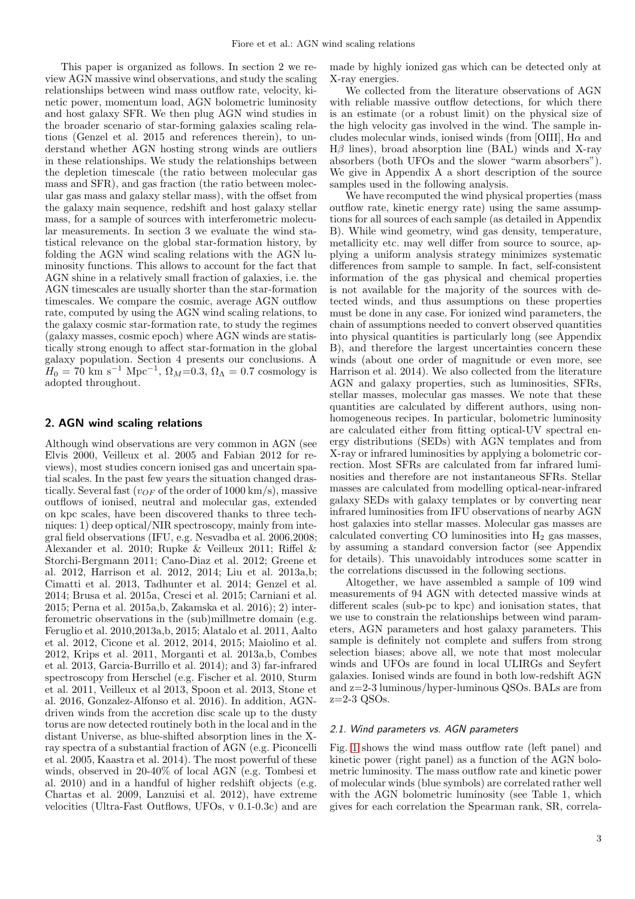This paper is organized as follows. In section 2 we review AGN massive wind observations, and study the scaling relationships between wind mass outflow rate, velocity, kinetic power, momentum load, AGN bolometric luminosity and host galaxy SFR. We then plug AGN wind studies in the broader scenario of star-forming galaxies scaling relations (Genzel et al. 2015 and references therein), to understand whether AGN hosting strong winds are outliers in these relationships. We study the relationships between the depletion timescale (the ratio between molecular gas mass and SFR), and gas fraction (the ratio between molecular gas mass and galaxy stellar mass), with the offset from the galaxy main sequence, redshift and host galaxy stellar mass, for a sample of sources with interferometric molecular measurements. In section 3 we evaluate the wind statistical relevance on the global star-formation history, by folding the AGN wind scaling relations with the AGN luminosity functions. This allows to account for the fact that AGN shine in a relatively small fraction of galaxies, i.e. the AGN timescales are usually shorter than the star-formation timescales. We compare the cosmic, average AGN outflow rate, computed by using the AGN wind scaling relations, to the galaxy cosmic star-formation rate, to study the regimes (galaxy masses, cosmic epoch) where AGN winds are statistically strong enough to affect star-formation in the global galaxy population. Section 4 presents our conclusions. A $H_0 = 70$ km s$^{-1}$ Mpc$^{-1}$, $\Omega_M$=0.3, $\Omega_\Lambda = 0.7$ cosmology is adopted throughout.

## 2. AGN wind scaling relations

Although wind observations are very common in AGN (see Elvis 2000, Veilleux et al. 2005 and Fabian 2012 for reviews), most studies concern ionised gas and uncertain spatial scales. In the past few years the situation changed drastically. Several fast ($v_{OF}$ of the order of 1000 km/s), massive outflows of ionised, neutral and molecular gas, extended on kpc scales, have been discovered thanks to three techniques: 1) deep optical/NIR spectroscopy, mainly from integral field observations (IFU, e.g. Nesvadba et al. 2006,2008; Alexander et al. 2010; Rupke & Veilleux 2011; Riffel & Storchi-Bergmann 2011; Cano-Diaz et al. 2012; Greene et al. 2012, Harrison et al. 2012, 2014; Liu et al. 2013a,b; Cimatti et al. 2013, Tadhunter et al. 2014; Genzel et al. 2014; Brusa et al. 2015a, Cresci et al. 2015; Carniani et al. 2015; Perna et al. 2015a,b, Zakamska et al. 2016); 2) interferometric observations in the (sub)millmetre domain (e.g. Feruglio et al. 2010,2013a,b, 2015; Alatalo et al. 2011, Aalto et al. 2012, Cicone et al. 2012, 2014, 2015; Maiolino et al. 2012, Krips et al. 2011, Morganti et al. 2013a,b, Combes et al. 2013, Garcia-Burrillo et al. 2014); and 3) far-infrared spectroscopy from Herschel (e.g. Fischer et al. 2010, Sturm et al. 2011, Veilleux et al 2013, Spoon et al. 2013, Stone et al. 2016, Gonzalez-Alfonso et al. 2016). In addition, AGN-driven winds from the accretion disc scale up to the dusty torus are now detected routinely both in the local and in the distant Universe, as blue-shifted absorption lines in the X-ray spectra of a substantial fraction of AGN (e.g. Piconcelli et al. 2005, Kaastra et al. 2014). The most powerful of these winds, observed in 20-40% of local AGN (e.g. Tombesi et al. 2010) and in a handful of higher redshift objects (e.g. Chartas et al. 2009, Lanzuisi et al. 2012), have extreme velocities (Ultra-Fast Outflows, UFOs, v 0.1-0.3c) and are made by highly ionized gas which can be detected only at X-ray energies.

We collected from the literature observations of AGN with reliable massive outflow detections, for which there is an estimate (or a robust limit) on the physical size of the high velocity gas involved in the wind. The sample includes molecular winds, ionised winds (from [OIII], H$\alpha$ and H$\beta$ lines), broad absorption line (BAL) winds and X-ray absorbers (both UFOs and the slower "warm absorbers"). We give in Appendix A a short description of the source samples used in the following analysis.

We have recomputed the wind physical properties (mass outflow rate, kinetic energy rate) using the same assumptions for all sources of each sample (as detailed in Appendix B). While wind geometry, wind gas density, temperature, metallicity etc. may well differ from source to source, applying a uniform analysis strategy minimizes systematic differences from sample to sample. In fact, self-consistent information of the gas physical and chemical properties is not available for the majority of the sources with detected winds, and thus assumptions on these properties must be done in any case. For ionized wind parameters, the chain of assumptions needed to convert observed quantities into physical quantities is particularly long (see Appendix B), and therefore the largest uncertainties concern these winds (about one order of magnitude or even more, see Harrison et al. 2014). We also collected from the literature AGN and galaxy properties, such as luminosities, SFRs, stellar masses, molecular gas masses. We note that these quantities are calculated by different authors, using non-homogeneous recipes. In particular, bolometric luminosity are calculated either from fitting optical-UV spectral energy distributions (SEDs) with AGN templates and from X-ray or infrared luminosities by applying a bolometric correction. Most SFRs are calculated from far infrared luminosities and therefore are not instantaneous SFRs. Stellar masses are calculated from modelling optical-near-infrared galaxy SEDs with galaxy templates or by converting near infrared luminosities from IFU observations of nearby AGN host galaxies into stellar masses. Molecular gas masses are calculated converting CO luminosities into $H_2$ gas masses, by assuming a standard conversion factor (see Appendix for details). This unavoidably introduces some scatter in the correlations discussed in the following sections.

Altogether, we have assembled a sample of 109 wind measurements of 94 AGN with detected massive winds at different scales (sub-pc to kpc) and ionisation states, that we use to constrain the relationships between wind parameters, AGN parameters and host galaxy parameters. This sample is definitely not complete and suffers from strong selection biases; above all, we note that most molecular winds and UFOs are found in local ULIRGs and Seyfert galaxies. Ionised winds are found in both low-redshift AGN and z=2-3 luminous/hyper-luminous QSOs. BALs are from z=2-3 QSOs.

### *2.1. Wind parameters vs. AGN parameters*

Fig. 1 shows the wind mass outflow rate (left panel) and kinetic power (right panel) as a function of the AGN bolometric luminosity. The mass outflow rate and kinetic power of molecular winds (blue symbols) are correlated rather well with the AGN bolometric luminosity (see Table 1, which gives for each correlation the Spearman rank, SR, correla-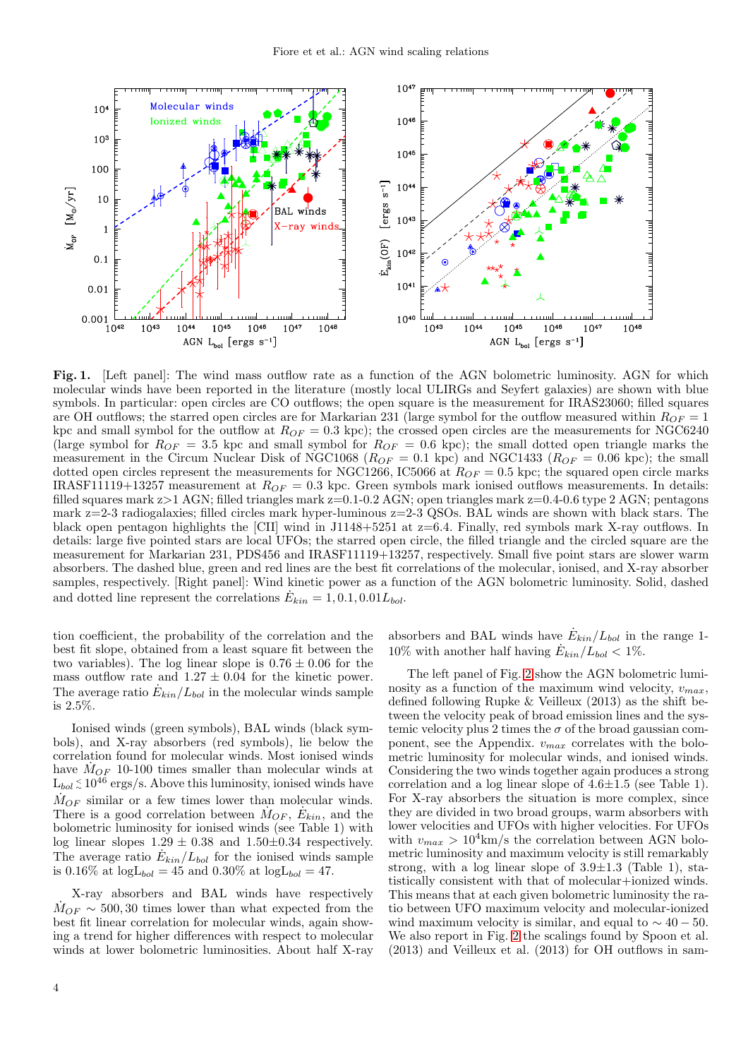**Fig. 1.** [Left panel]: The wind mass outflow rate as a function of the AGN bolometric luminosity. AGN for which molecular winds have been reported in the literature (mostly local ULIRGs and Seyfert galaxies) are shown with blue symbols. In particular: open circles are CO outflows; the open square is the measurement for IRAS23060; filled squares are OH outflows; the starred open circles are for Markarian 231 (large symbol for the outflow measured within $R_{OF} = 1$ kpc and small symbol for the outflow at $R_{OF} = 0.3$ kpc); the crossed open circles are the measurements for NGC6240 (large symbol for $R_{OF} = 3.5$ kpc and small symbol for $R_{OF} = 0.6$ kpc); the small dotted open triangle marks the measurement in the Circum Nuclear Disk of NGC1068 ($R_{OF} = 0.1$ kpc) and NGC1433 ($R_{OF} = 0.06$ kpc); the small dotted open circles represent the measurements for NGC1266, IC5066 at $R_{OF} = 0.5$ kpc; the squared open circle marks IRASF11119+13257 measurement at $R_{OF} = 0.3$ kpc. Green symbols mark ionised outflows measurements. In details: filled squares mark z>1 AGN; filled triangles mark z=0.1-0.2 AGN; open triangles mark z=0.4-0.6 type 2 AGN; pentagons mark z=2-3 radiogalaxies; filled circles mark hyper-luminous z=2-3 QSOs. BAL winds are shown with black stars. The black open pentagon highlights the [CII] wind in J1148+5251 at z=6.4. Finally, red symbols mark X-ray outflows. In details: large five pointed stars are local UFOs; the starred open circle, the filled triangle and the circled square are the measurement for Markarian 231, PDS456 and IRASF11119+13257, respectively. Small five point stars are slower warm absorbers. The dashed blue, green and red lines are the best fit correlations of the molecular, ionised, and X-ray absorber samples, respectively. [Right panel]: Wind kinetic power as a function of the AGN bolometric luminosity. Solid, dashed and dotted line represent the correlations $\dot{E}_{kin} = 1, 0.1, 0.01 L_{bol}$.

tion coefficient, the probability of the correlation and the best fit slope, obtained from a least square fit between the two variables). The log linear slope is $0.76 \pm 0.06$ for the mass outflow rate and $1.27 \pm 0.04$ for the kinetic power. The average ratio $\dot{E}_{kin}/L_{bol}$ in the molecular winds sample is 2.5%.

Ionised winds (green symbols), BAL winds (black symbols), and X-ray absorbers (red symbols), lie below the correlation found for molecular winds. Most ionised winds have $\dot{M}_{OF}$ 10-100 times smaller than molecular winds at $L_{bol} \lesssim 10^{46}$ ergs/s. Above this luminosity, ionised winds have $\dot{M}_{OF}$ similar or a few times lower than molecular winds. There is a good correlation between $\dot{M}_{OF}$, $\dot{E}_{kin}$, and the bolometric luminosity for ionised winds (see Table 1) with log linear slopes $1.29 \pm 0.38$ and $1.50 \pm 0.34$ respectively. The average ratio $\dot{E}_{kin}/L_{bol}$ for the ionised winds sample is 0.16% at $\log L_{bol} = 45$ and 0.30% at $\log L_{bol} = 47$.

X-ray absorbers and BAL winds have respectively $\dot{M}_{OF} \sim 500, 30$ times lower than what expected from the best fit linear correlation for molecular winds, again showing a trend for higher differences with respect to molecular winds at lower bolometric luminosities. About half X-ray absorbers and BAL winds have $\dot{E}_{kin}/L_{bol}$ in the range 1-10% with another half having $\dot{E}_{kin}/L_{bol} < 1\%$.

The left panel of Fig. 2 show the AGN bolometric luminosity as a function of the maximum wind velocity, $v_{max}$, defined following Rupke & Veilleux (2013) as the shift between the velocity peak of broad emission lines and the systemic velocity plus 2 times the $\sigma$ of the broad gaussian component, see the Appendix. $v_{max}$ correlates with the bolometric luminosity for molecular winds, and ionised winds. Considering the two winds together again produces a strong correlation and a log linear slope of $4.6 \pm 1.5$ (see Table 1). For X-ray absorbers the situation is more complex, since they are divided in two broad groups, warm absorbers with lower velocities and UFOs with higher velocities. For UFOs with $v_{max} > 10^4$km/s the correlation between AGN bolometric luminosity and maximum velocity is still remarkably strong, with a log linear slope of $3.9 \pm 1.3$ (Table 1), statistically consistent with that of molecular+ionized winds. This means that at each given bolometric luminosity the ratio between UFO maximum velocity and molecular-ionized wind maximum velocity is similar, and equal to $\sim 40 - 50$. We also report in Fig. 2 the scalings found by Spoon et al. (2013) and Veilleux et al. (2013) for OH outflows in sam-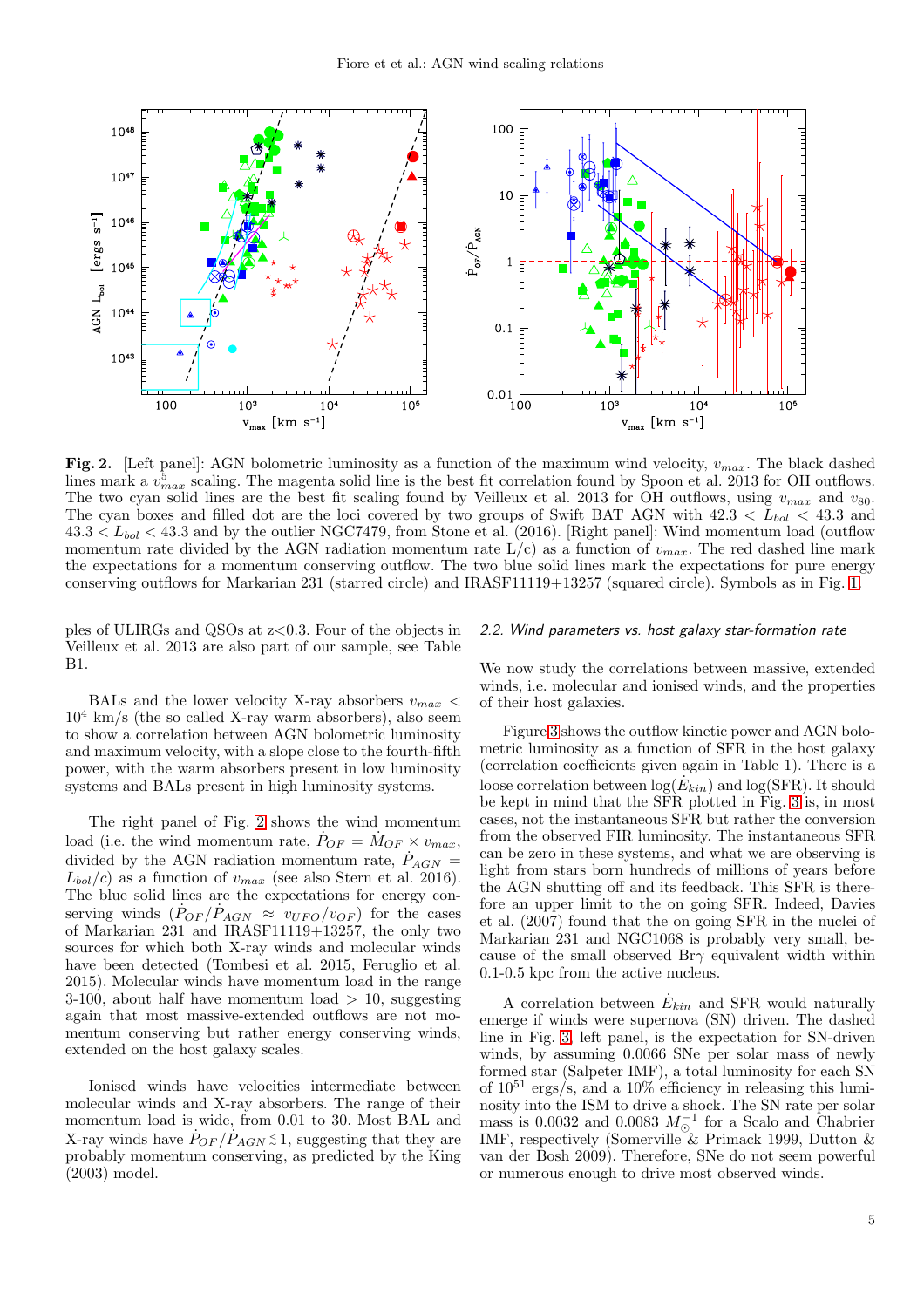**Fig. 2.** [Left panel]: AGN bolometric luminosity as a function of the maximum wind velocity, $v_{max}$. The black dashed lines mark a $v_{max}^5$ scaling. The magenta solid line is the best fit correlation found by Spoon et al. 2013 for OH outflows. The two cyan solid lines are the best fit scaling found by Veilleux et al. 2013 for OH outflows, using $v_{max}$ and $v_{80}$. The cyan boxes and filled dot are the loci covered by two groups of Swift BAT AGN with $42.3 < L_{bol} < 43.3$ and $43.3 < L_{bol} < 43.3$ and by the outlier NGC7479, from Stone et al. (2016). [Right panel]: Wind momentum load (outflow momentum rate divided by the AGN radiation momentum rate L/c) as a function of $v_{max}$. The red dashed line mark the expectations for a momentum conserving outflow. The two blue solid lines mark the expectations for pure energy conserving outflows for Markarian 231 (starred circle) and IRASF11119+13257 (squared circle). Symbols as in Fig. 1.

ples of ULIRGs and QSOs at z<0.3. Four of the objects in Veilleux et al. 2013 are also part of our sample, see Table B1.

BALs and the lower velocity X-ray absorbers $v_{max} < 10^4$ km/s (the so called X-ray warm absorbers), also seem to show a correlation between AGN bolometric luminosity and maximum velocity, with a slope close to the fourth-fifth power, with the warm absorbers present in low luminosity systems and BALs present in high luminosity systems.

The right panel of Fig. 2 shows the wind momentum load (i.e. the wind momentum rate, $\dot{P}_{OF} = \dot{M}_{OF} \times v_{max}$, divided by the AGN radiation momentum rate, $\dot{P}_{AGN} = L_{bol}/c$) as a function of $v_{max}$ (see also Stern et al. 2016). The blue solid lines are the expectations for energy conserving winds ($\dot{P}_{OF}/\dot{P}_{AGN} \approx v_{UFO}/v_{OF}$) for the cases of Markarian 231 and IRASF11119+13257, the only two sources for which both X-ray winds and molecular winds have been detected (Tombesi et al. 2015, Feruglio et al. 2015). Molecular winds have momentum load in the range 3-100, about half have momentum load > 10, suggesting again that most massive-extended outflows are not momentum conserving but rather energy conserving winds, extended on the host galaxy scales.

Ionised winds have velocities intermediate between molecular winds and X-ray absorbers. The range of their momentum load is wide, from 0.01 to 30. Most BAL and X-ray winds have $\dot{P}_{OF}/\dot{P}_{AGN} \lesssim 1$, suggesting that they are probably momentum conserving, as predicted by the King (2003) model.

### 2.2. Wind parameters vs. host galaxy star-formation rate

We now study the correlations between massive, extended winds, i.e. molecular and ionised winds, and the properties of their host galaxies.

Figure 3 shows the outflow kinetic power and AGN bolometric luminosity as a function of SFR in the host galaxy (correlation coefficients given again in Table 1). There is a loose correlation between $\log(\dot{E}_{kin})$ and log(SFR). It should be kept in mind that the SFR plotted in Fig. 3 is, in most cases, not the instantaneous SFR but rather the conversion from the observed FIR luminosity. The instantaneous SFR can be zero in these systems, and what we are observing is light from stars born hundreds of millions of years before the AGN shutting off and its feedback. This SFR is therefore an upper limit to the on going SFR. Indeed, Davies et al. (2007) found that the on going SFR in the nuclei of Markarian 231 and NGC1068 is probably very small, because of the small observed Br$\gamma$ equivalent width within 0.1-0.5 kpc from the active nucleus.

A correlation between $\dot{E}_{kin}$ and SFR would naturally emerge if winds were supernova (SN) driven. The dashed line in Fig. 3, left panel, is the expectation for SN-driven winds, by assuming 0.0066 SNe per solar mass of newly formed star (Salpeter IMF), a total luminosity for each SN of $10^{51}$ ergs/s, and a 10% efficiency in releasing this luminosity into the ISM to drive a shock. The SN rate per solar mass is 0.0032 and 0.0083 $M_\odot^{-1}$ for a Scalo and Chabrier IMF, respectively (Somerville & Primack 1999, Dutton & van der Bosh 2009). Therefore, SNe do not seem powerful or numerous enough to drive most observed winds.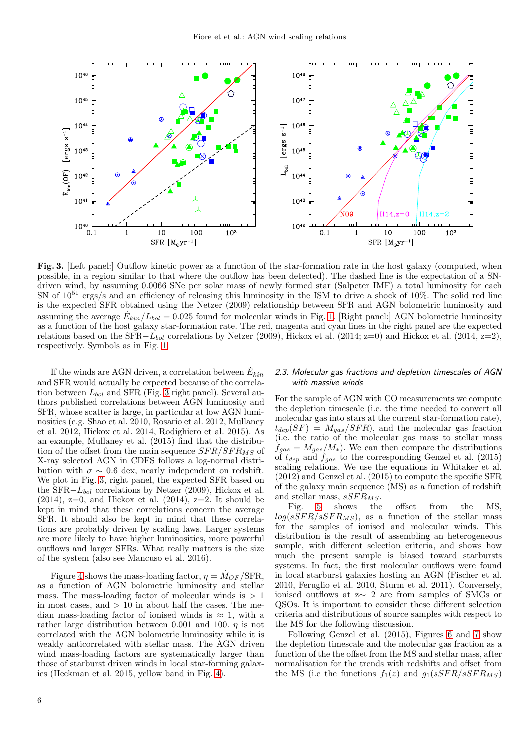**Fig. 3.** [Left panel:] Outflow kinetic power as a function of the star-formation rate in the host galaxy (computed, when possible, in a region similar to that where the outflow has been detected). The dashed line is the expectation of a SN-driven wind, by assuming 0.0066 SNe per solar mass of newly formed star (Salpeter IMF) a total luminosity for each SN of $10^{51}$ ergs/s and an efficiency of releasing this luminosity in the ISM to drive a shock of 10%. The solid red line is the expected SFR obtained using the Netzer (2009) relationship between SFR and AGN bolometric luminosity and assuming the average $\dot{E}_{kin}/L_{bol} = 0.025$ found for molecular winds in Fig. 1. [Right panel:] AGN bolometric luminosity as a function of the host galaxy star-formation rate. The red, magenta and cyan lines in the right panel are the expected relations based on the SFR$-L_{bol}$ correlations by Netzer (2009), Hickox et al. (2014; z=0) and Hickox et al. (2014, z=2), respectively. Symbols as in Fig. 1.

If the winds are AGN driven, a correlation between $\dot{E}_{kin}$ and SFR would actually be expected because of the correlation between $L_{bol}$ and SFR (Fig. 3 right panel). Several authors published correlations between AGN luminosity and SFR, whose scatter is large, in particular at low AGN luminosities (e.g. Shao et al. 2010, Rosario et al. 2012, Mullaney et al. 2012, Hickox et al. 2014, Rodighiero et al. 2015). As an example, Mullaney et al. (2015) find that the distribution of the offset from the main sequence $SFR/SFR_{MS}$ of X-ray selected AGN in CDFS follows a log-normal distribution with $\sigma \sim 0.6$ dex, nearly independent on redshift. We plot in Fig. 3, right panel, the expected SFR based on the SFR$-L_{bol}$ correlations by Netzer (2009), Hickox et al. (2014), z=0, and Hickox et al. (2014), z=2. It should be kept in mind that these correlations concern the average SFR. It should also be kept in mind that these correlations are probably driven by scaling laws. Larger systems are more likely to have higher luminosities, more powerful outflows and larger SFRs. What really matters is the size of the system (also see Mancuso et al. 2016).

Figure 4 shows the mass-loading factor, $\eta = \dot{M}_{OF}$/SFR, as a function of AGN bolometric luminosity and stellar mass. The mass-loading factor of molecular winds is $> 1$ in most cases, and $> 10$ in about half the cases. The median mass-loading factor of ionised winds is $\approx 1$, with a rather large distribution between 0.001 and 100. $\eta$ is not correlated with the AGN bolometric luminosity while it is weakly anticorrelated with stellar mass. The AGN driven wind mass-loading factors are systematically larger than those of starburst driven winds in local star-forming galaxies (Heckman et al. 2015, yellow band in Fig. 4).

### 2.3. Molecular gas fractions and depletion timescales of AGN with massive winds

For the sample of AGN with CO measurements we compute the depletion timescale (i.e. the time needed to convert all molecular gas into stars at the current star-formation rate), $t_{dep}(SF) = M_{gas}/SFR$), and the molecular gas fraction (i.e. the ratio of the molecular gas mass to stellar mass $f_{gas} = M_{gas}/M_*$). We can then compare the distributions of $t_{dep}$ and $f_{gas}$ to the corresponding Genzel et al. (2015) scaling relations. We use the equations in Whitaker et al. (2012) and Genzel et al. (2015) to compute the specific SFR of the galaxy main sequence (MS) as a function of redshift and stellar mass, $sSFR_{MS}$.

Fig. 5 shows the offset from the MS, $log(sSFR/sSFR_{MS})$, as a function of the stellar mass for the samples of ionised and molecular winds. This distribution is the result of assembling an heterogeneous sample, with different selection criteria, and shows how much the present sample is biased toward starbursts systems. In fact, the first molecular outflows were found in local starburst galaxies hosting an AGN (Fischer et al. 2010, Feruglio et al. 2010, Sturm et al. 2011). Conversely, ionised outflows at z$\sim$ 2 are from samples of SMGs or QSOs. It is important to consider these different selection criteria and distributions of source samples with respect to the MS for the following discussion.

Following Genzel et al. (2015), Figures 6 and 7 show the depletion timescale and the molecular gas fraction as a function of the the offset from the MS and stellar mass, after normalisation for the trends with redshifts and offset from the MS (i.e the functions $f_1(z)$ and $g_1(sSFR/sSFR_{MS})$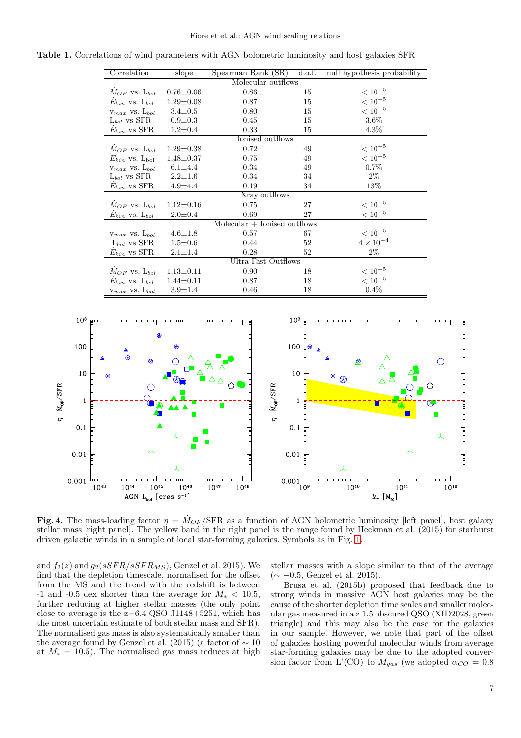**Table 1.** Correlations of wind parameters with AGN bolometric luminosity and host galaxies SFR

| Correlation | slope | Spearman Rank (SR) | d.o.f. | null hypothesis probability |
|---|---|---|---|---|
| | | Molecular outflows | | |
| $\dot{M}_{OF}$ vs. $L_{bol}$ | 0.76±0.06 | 0.86 | 15 | $< 10^{-5}$ |
| $\dot{E}_{kin}$ vs. $L_{bol}$ | 1.29±0.08 | 0.87 | 15 | $< 10^{-5}$ |
| $v_{max}$ vs. $L_{bol}$ | 3.4±0.5 | 0.80 | 15 | $< 10^{-5}$ |
| $L_{bol}$ vs SFR | 0.9±0.3 | 0.45 | 15 | 3.6% |
| $\dot{E}_{kin}$ vs SFR | 1.2±0.4 | 0.33 | 15 | 4.3% |
| | | Ionised outflows | | |
| $\dot{M}_{OF}$ vs. $L_{bol}$ | 1.29±0.38 | 0.72 | 49 | $< 10^{-5}$ |
| $\dot{E}_{kin}$ vs. $L_{bol}$ | 1.48±0.37 | 0.75 | 49 | $< 10^{-5}$ |
| $v_{max}$ vs. $L_{bol}$ | 6.1±4.4 | 0.34 | 49 | 0.7% |
| $L_{bol}$ vs SFR | 2.2±1.6 | 0.34 | 34 | 2% |
| $\dot{E}_{kin}$ vs SFR | 4.9±4.4 | 0.19 | 34 | 13% |
| | | Xray outflows | | |
| $\dot{M}_{OF}$ vs. $L_{bol}$ | 1.12±0.16 | 0.75 | 27 | $< 10^{-5}$ |
| $\dot{E}_{kin}$ vs. $L_{bol}$ | 2.0±0.4 | 0.69 | 27 | $< 10^{-5}$ |
| | | Molecular + Ionised outflows | | |
| $v_{max}$ vs. $L_{bol}$ | 4.6±1.8 | 0.57 | 67 | $< 10^{-5}$ |
| $L_{bol}$ vs SFR | 1.5±0.6 | 0.44 | 52 | $4 \times 10^{-4}$ |
| $\dot{E}_{kin}$ vs SFR | 2.1±1.4 | 0.28 | 52 | 2% |
| | | Ultra Fast Outflows | | |
| $\dot{M}_{OF}$ vs. $L_{bol}$ | 1.13±0.11 | 0.90 | 18 | $< 10^{-5}$ |
| $\dot{E}_{kin}$ vs. $L_{bol}$ | 1.44±0.11 | 0.87 | 18 | $< 10^{-5}$ |
| $v_{max}$ vs. $L_{bol}$ | 3.9±1.4 | 0.46 | 18 | 0.4% |

**Fig. 4.** The mass-loading factor $\eta = \dot{M}_{OF}/\mathrm{SFR}$ as a function of AGN bolometric luminosity [left panel], host galaxy stellar mass [right panel]. The yellow band in the right panel is the range found by Heckman et al. (2015) for starburst driven galactic winds in a sample of local star-forming galaxies. Symbols as in Fig. 1.

and $f_2(z)$ and $g_2(sSFR/sSFR_{MS})$, Genzel et al. 2015). We find that the depletion timescale, normalised for the offset from the MS and the trend with the redshift is between -1 and -0.5 dex shorter than the average for $M_* < 10.5$, further reducing at higher stellar masses (the only point close to average is the z=6.4 QSO J1148+5251, which has the most uncertain estimate of both stellar mass and SFR). The normalised gas mass is also systematically smaller than the average found by Genzel et al. (2015) (a factor of $\sim 10$ at $M_* = 10.5$). The normalised gas mass reduces at high stellar masses with a slope similar to that of the average ($\sim -0.5$, Genzel et al. 2015).

Brusa et al. (2015b) proposed that feedback due to strong winds in massive AGN host galaxies may be the cause of the shorter depletion time scales and smaller molecular gas measured in a z 1.5 obscured QSO (XID2028, green triangle) and this may also be the case for the galaxies in our sample. However, we note that part of the offset of galaxies hosting powerful molecular winds from average star-forming galaxies may be due to the adopted conversion factor from L'(CO) to $M_{gas}$ (we adopted $\alpha_{CO} = 0.8$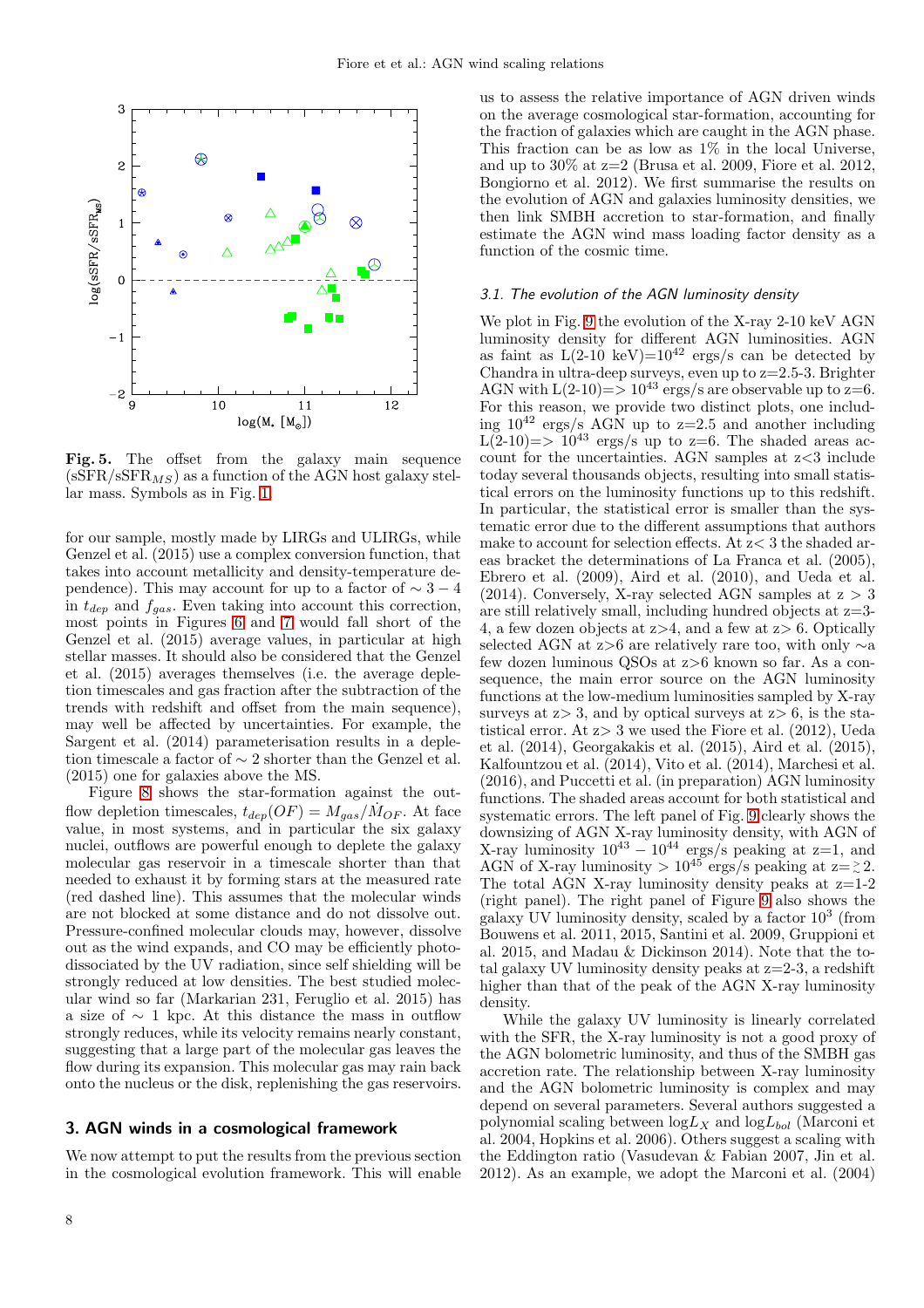**Fig. 5.** The offset from the galaxy main sequence (sSFR/sSFR$_{MS}$) as a function of the AGN host galaxy stellar mass. Symbols as in Fig. 1.

for our sample, mostly made by LIRGs and ULIRGs, while Genzel et al. (2015) use a complex conversion function, that takes into account metallicity and density-temperature dependence). This may account for up to a factor of $\sim 3-4$ in $t_{dep}$ and $f_{gas}$. Even taking into account this correction, most points in Figures 6 and 7 would fall short of the Genzel et al. (2015) average values, in particular at high stellar masses. It should also be considered that the Genzel et al. (2015) averages themselves (i.e. the average depletion timescales and gas fraction after the subtraction of the trends with redshift and offset from the main sequence), may well be affected by uncertainties. For example, the Sargent et al. (2014) parameterisation results in a depletion timescale a factor of $\sim 2$ shorter than the Genzel et al. (2015) one for galaxies above the MS.

Figure 8 shows the star-formation against the outflow depletion timescales, $t_{dep}(OF) = M_{gas}/\dot{M}_{OF}$. At face value, in most systems, and in particular the six galaxy nuclei, outflows are powerful enough to deplete the galaxy molecular gas reservoir in a timescale shorter than that needed to exhaust it by forming stars at the measured rate (red dashed line). This assumes that the molecular winds are not blocked at some distance and do not dissolve out. Pressure-confined molecular clouds may, however, dissolve out as the wind expands, and CO may be efficiently photo-dissociated by the UV radiation, since self shielding will be strongly reduced at low densities. The best studied molecular wind so far (Markarian 231, Feruglio et al. 2015) has a size of $\sim$ 1 kpc. At this distance the mass in outflow strongly reduces, while its velocity remains nearly constant, suggesting that a large part of the molecular gas leaves the flow during its expansion. This molecular gas may rain back onto the nucleus or the disk, replenishing the gas reservoirs.

## 3. AGN winds in a cosmological framework

We now attempt to put the results from the previous section in the cosmological evolution framework. This will enable us to assess the relative importance of AGN driven winds on the average cosmological star-formation, accounting for the fraction of galaxies which are caught in the AGN phase. This fraction can be as low as 1% in the local Universe, and up to 30% at z=2 (Brusa et al. 2009, Fiore et al. 2012, Bongiorno et al. 2012). We first summarise the results on the evolution of AGN and galaxies luminosity densities, we then link SMBH accretion to star-formation, and finally estimate the AGN wind mass loading factor density as a function of the cosmic time.

### 3.1. The evolution of the AGN luminosity density

We plot in Fig. 9 the evolution of the X-ray 2-10 keV AGN luminosity density for different AGN luminosities. AGN as faint as L(2-10 keV)=$10^{42}$ ergs/s can be detected by Chandra in ultra-deep surveys, even up to z=2.5-3. Brighter AGN with L(2-10)=> $10^{43}$ ergs/s are observable up to z=6. For this reason, we provide two distinct plots, one including $10^{42}$ ergs/s AGN up to z=2.5 and another including L(2-10)=> $10^{43}$ ergs/s up to z=6. The shaded areas account for the uncertainties. AGN samples at z<3 include today several thousands objects, resulting into small statistical errors on the luminosity functions up to this redshift. In particular, the statistical error is smaller than the systematic error due to the different assumptions that authors make to account for selection effects. At z< 3 the shaded areas bracket the determinations of La Franca et al. (2005), Ebrero et al. (2009), Aird et al. (2010), and Ueda et al. (2014). Conversely, X-ray selected AGN samples at z > 3 are still relatively small, including hundred objects at z=3-4, a few dozen objects at z>4, and a few at z> 6. Optically selected AGN at z>6 are relatively rare too, with only $\sim$a few dozen luminous QSOs at z>6 known so far. As a consequence, the main error source on the AGN luminosity functions at the low-medium luminosities sampled by X-ray surveys at z> 3, and by optical surveys at z> 6, is the statistical error. At z> 3 we used the Fiore et al. (2012), Ueda et al. (2014), Georgakakis et al. (2015), Aird et al. (2015), Kalfountzou et al. (2014), Vito et al. (2014), Marchesi et al. (2016), and Puccetti et al. (in preparation) AGN luminosity functions. The shaded areas account for both statistical and systematic errors. The left panel of Fig. 9 clearly shows the downsizing of AGN X-ray luminosity density, with AGN of X-ray luminosity $10^{43}-10^{44}$ ergs/s peaking at z=1, and AGN of X-ray luminosity > $10^{45}$ ergs/s peaking at z=$\gtrsim$2. The total AGN X-ray luminosity density peaks at z=1-2 (right panel). The right panel of Figure 9 also shows the galaxy UV luminosity density, scaled by a factor $10^3$ (from Bouwens et al. 2011, 2015, Santini et al. 2009, Gruppioni et al. 2015, and Madau & Dickinson 2014). Note that the total galaxy UV luminosity density peaks at z=2-3, a redshift higher than that of the peak of the AGN X-ray luminosity density.

While the galaxy UV luminosity is linearly correlated with the SFR, the X-ray luminosity is not a good proxy of the AGN bolometric luminosity, and thus of the SMBH gas accretion rate. The relationship between X-ray luminosity and the AGN bolometric luminosity is complex and may depend on several parameters. Several authors suggested a polynomial scaling between log$L_X$ and log$L_{bol}$ (Marconi et al. 2004, Hopkins et al. 2006). Others suggest a scaling with the Eddington ratio (Vasudevan & Fabian 2007, Jin et al. 2012). As an example, we adopt the Marconi et al. (2004)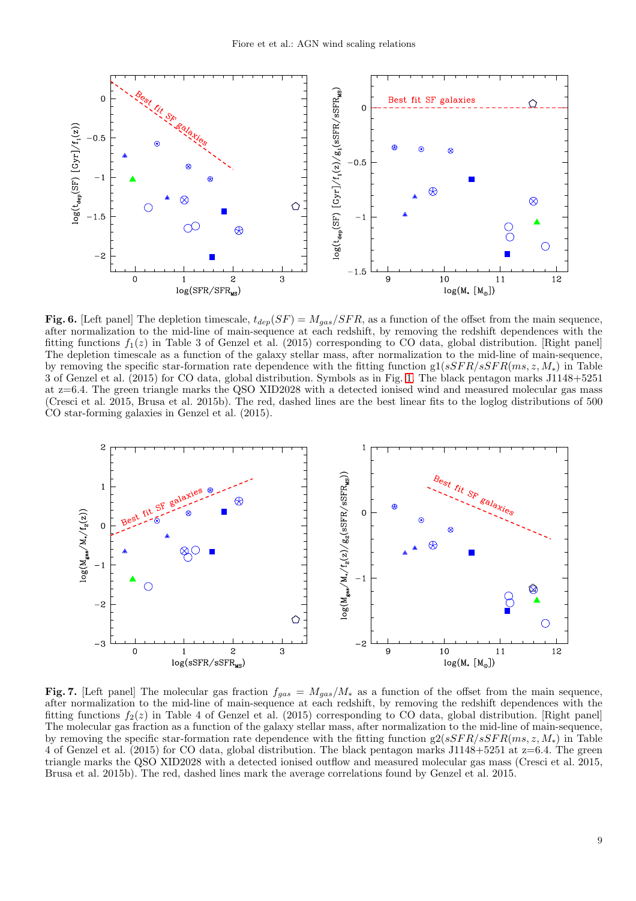**Fig. 6.** [Left panel] The depletion timescale, $t_{dep}(SF) = M_{gas}/SFR$, as a function of the offset from the main sequence, after normalization to the mid-line of main-sequence at each redshift, by removing the redshift dependences with the fitting functions $f_1(z)$ in Table 3 of Genzel et al. (2015) corresponding to CO data, global distribution. [Right panel] The depletion timescale as a function of the galaxy stellar mass, after normalization to the mid-line of main-sequence, by removing the specific star-formation rate dependence with the fitting function g1($sSFR/sSFR(ms, z, M_*)$ in Table 3 of Genzel et al. (2015) for CO data, global distribution. Symbols as in Fig. 1. The black pentagon marks J1148+5251 at z=6.4. The green triangle marks the QSO XID2028 with a detected ionised wind and measured molecular gas mass (Cresci et al. 2015, Brusa et al. 2015b). The red, dashed lines are the best linear fits to the loglog distributions of 500 CO star-forming galaxies in Genzel et al. (2015).

**Fig. 7.** [Left panel] The molecular gas fraction $f_{gas} = M_{gas}/M_*$ as a function of the offset from the main sequence, after normalization to the mid-line of main-sequence at each redshift, by removing the redshift dependences with the fitting functions $f_2(z)$ in Table 4 of Genzel et al. (2015) corresponding to CO data, global distribution. [Right panel] The molecular gas fraction as a function of the galaxy stellar mass, after normalization to the mid-line of main-sequence, by removing the specific star-formation rate dependence with the fitting function g2($sSFR/sSFR(ms, z, M_*)$ in Table 4 of Genzel et al. (2015) for CO data, global distribution. The black pentagon marks J1148+5251 at z=6.4. The green triangle marks the QSO XID2028 with a detected ionised outflow and measured molecular gas mass (Cresci et al. 2015, Brusa et al. 2015b). The red, dashed lines mark the average correlations found by Genzel et al. 2015.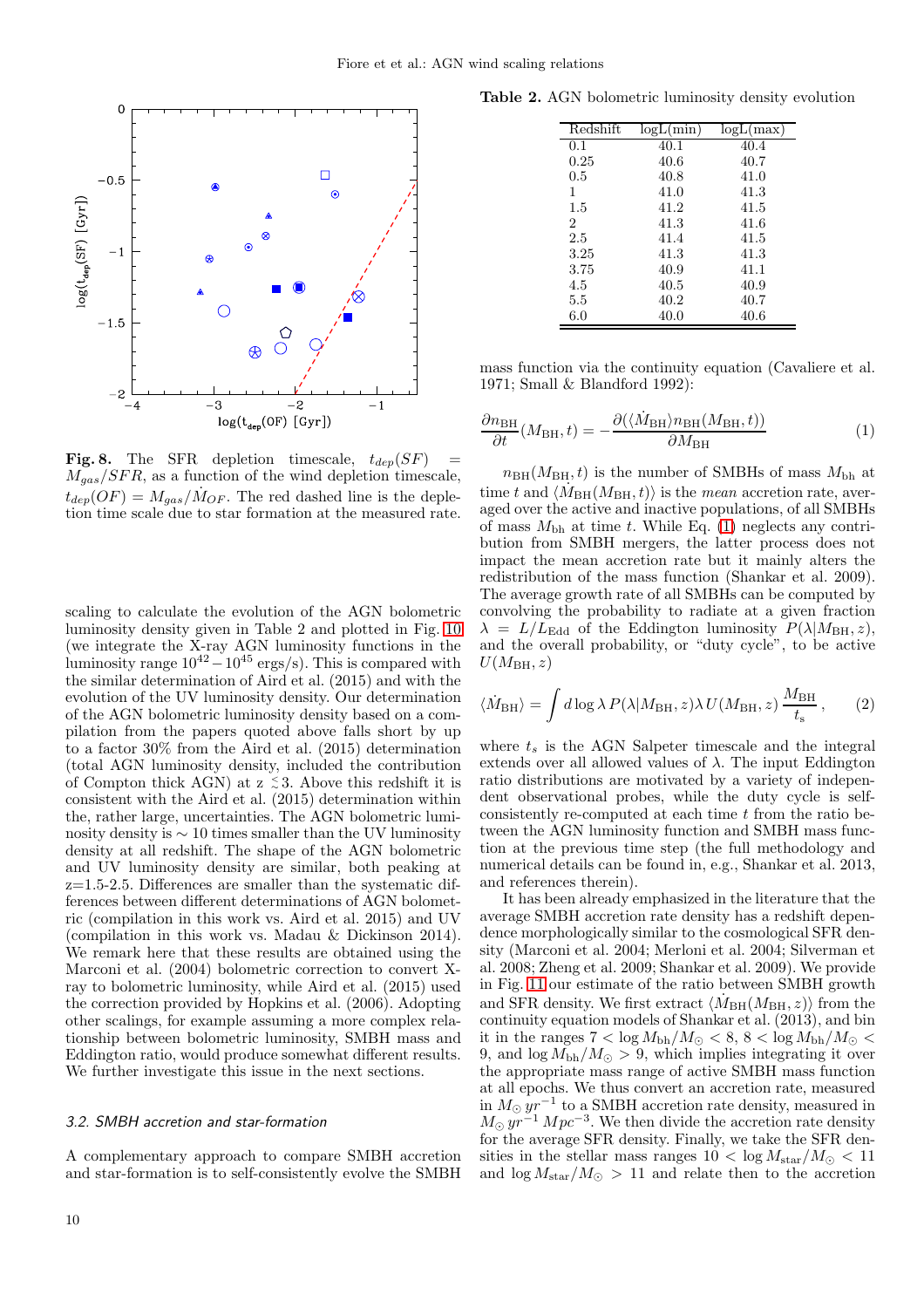Fig. 8. The SFR depletion timescale, $t_{dep}(SF) = M_{gas}/SFR$, as a function of the wind depletion timescale, $t_{dep}(OF) = M_{gas}/\dot{M}_{OF}$. The red dashed line is the depletion time scale due to star formation at the measured rate.

scaling to calculate the evolution of the AGN bolometric luminosity density given in Table 2 and plotted in Fig. 10 (we integrate the X-ray AGN luminosity functions in the luminosity range $10^{42} - 10^{45}$ ergs/s). This is compared with the similar determination of Aird et al. (2015) and with the evolution of the UV luminosity density. Our determination of the AGN bolometric luminosity density based on a compilation from the papers quoted above falls short by up to a factor 30% from the Aird et al. (2015) determination (total AGN luminosity density, included the contribution of Compton thick AGN) at z $\lesssim$3. Above this redshift it is consistent with the Aird et al. (2015) determination within the, rather large, uncertainties. The AGN bolometric luminosity density is $\sim$ 10 times smaller than the UV luminosity density at all redshift. The shape of the AGN bolometric and UV luminosity density are similar, both peaking at z=1.5-2.5. Differences are smaller than the systematic differences between different determinations of AGN bolometric (compilation in this work vs. Aird et al. 2015) and UV (compilation in this work vs. Madau & Dickinson 2014). We remark here that these results are obtained using the Marconi et al. (2004) bolometric correction to convert X-ray to bolometric luminosity, while Aird et al. (2015) used the correction provided by Hopkins et al. (2006). Adopting other scalings, for example assuming a more complex relationship between bolometric luminosity, SMBH mass and Eddington ratio, would produce somewhat different results. We further investigate this issue in the next sections.

### 3.2. SMBH accretion and star-formation

A complementary approach to compare SMBH accretion and star-formation is to self-consistently evolve the SMBH

**Table 2.** AGN bolometric luminosity density evolution

| Redshift | logL(min) | logL(max) |
|---|---|---|
| 0.1 | 40.1 | 40.4 |
| 0.25 | 40.6 | 40.7 |
| 0.5 | 40.8 | 41.0 |
| 1 | 41.0 | 41.3 |
| 1.5 | 41.2 | 41.5 |
| 2 | 41.3 | 41.6 |
| 2.5 | 41.4 | 41.5 |
| 3.25 | 41.3 | 41.3 |
| 3.75 | 40.9 | 41.1 |
| 4.5 | 40.5 | 40.9 |
| 5.5 | 40.2 | 40.7 |
| 6.0 | 40.0 | 40.6 |

mass function via the continuity equation (Cavaliere et al. 1971; Small & Blandford 1992):

$$\frac{\partial n_{\rm BH}}{\partial t}(M_{\rm BH}, t) = -\frac{\partial(\langle \dot{M}_{\rm BH}\rangle n_{\rm BH}(M_{\rm BH}, t))}{\partial M_{\rm BH}} \quad (1)$$

$n_{\rm BH}(M_{\rm BH}, t)$ is the number of SMBHs of mass $M_{\rm bh}$ at time $t$ and $\langle \dot{M}_{\rm BH}(M_{\rm BH}, t)\rangle$ is the *mean* accretion rate, averaged over the active and inactive populations, of all SMBHs of mass $M_{\rm bh}$ at time $t$. While Eq. (1) neglects any contribution from SMBH mergers, the latter process does not impact the mean accretion rate but it mainly alters the redistribution of the mass function (Shankar et al. 2009). The average growth rate of all SMBHs can be computed by convolving the probability to radiate at a given fraction $\lambda = L/L_{\rm Edd}$ of the Eddington luminosity $P(\lambda|M_{\rm BH}, z)$, and the overall probability, or "duty cycle", to be active $U(M_{\rm BH}, z)$

$$\langle \dot{M}_{\rm BH}\rangle = \int d\log\lambda\, P(\lambda|M_{\rm BH}, z)\lambda\, U(M_{\rm BH}, z)\,\frac{M_{\rm BH}}{t_{\rm s}}\,, \quad (2)$$

where $t_s$ is the AGN Salpeter timescale and the integral extends over all allowed values of $\lambda$. The input Eddington ratio distributions are motivated by a variety of independent observational probes, while the duty cycle is self-consistently re-computed at each time $t$ from the ratio between the AGN luminosity function and SMBH mass function at the previous time step (the full methodology and numerical details can be found in, e.g., Shankar et al. 2013, and references therein).

It has been already emphasized in the literature that the average SMBH accretion rate density has a redshift dependence morphologically similar to the cosmological SFR density (Marconi et al. 2004; Merloni et al. 2004; Silverman et al. 2008; Zheng et al. 2009; Shankar et al. 2009). We provide in Fig. 11 our estimate of the ratio between SMBH growth and SFR density. We first extract $\langle \dot{M}_{\rm BH}(M_{\rm BH}, z)\rangle$ from the continuity equation models of Shankar et al. (2013), and bin it in the ranges $7 < \log M_{\rm bh}/M_\odot < 8$, $8 < \log M_{\rm bh}/M_\odot < 9$, and $\log M_{\rm bh}/M_\odot > 9$, which implies integrating it over the appropriate mass range of active SMBH mass function at all epochs. We thus convert an accretion rate, measured in $M_\odot\, yr^{-1}$ to a SMBH accretion rate density, measured in $M_\odot\, yr^{-1}\, Mpc^{-3}$. We then divide the accretion rate density for the average SFR density. Finally, we take the SFR densities in the stellar mass ranges $10 < \log M_{\rm star}/M_\odot < 11$ and $\log M_{\rm star}/M_\odot > 11$ and relate then to the accretion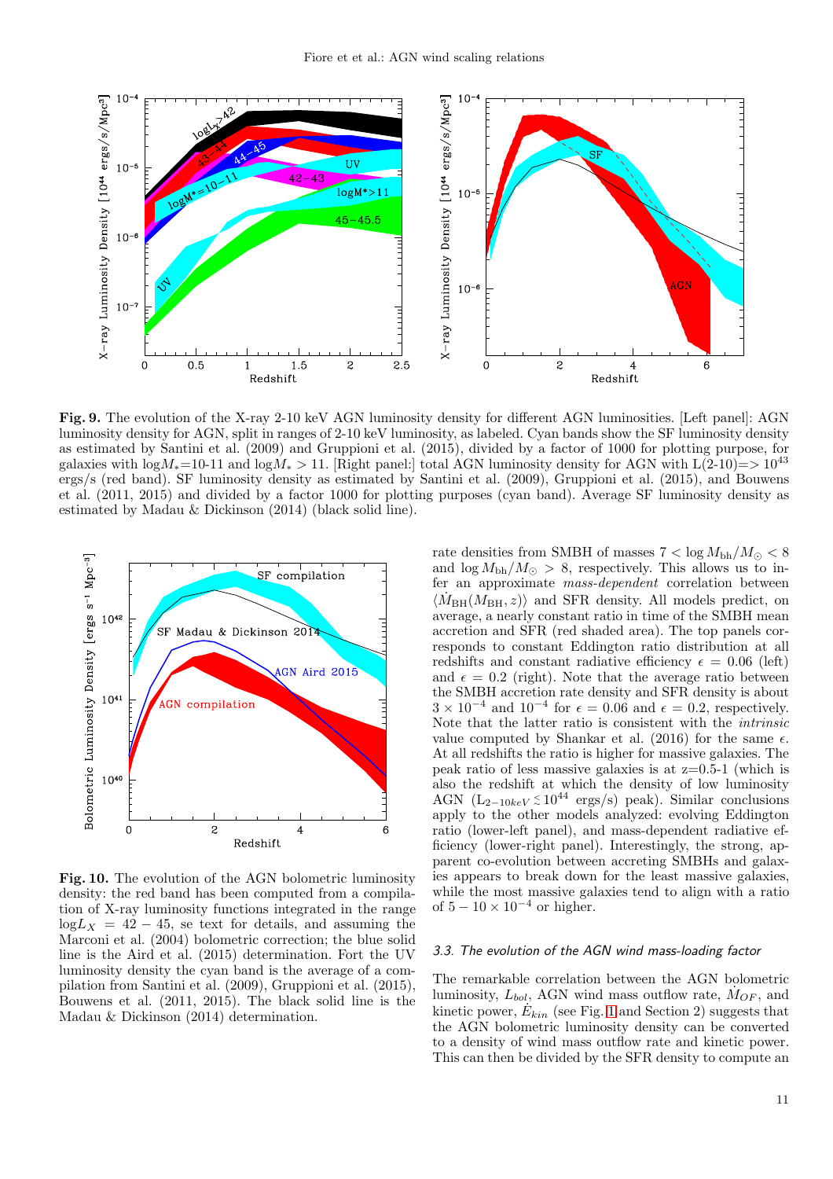**Fig. 9.** The evolution of the X-ray 2-10 keV AGN luminosity density for different AGN luminosities. [Left panel]: AGN luminosity density for AGN, split in ranges of 2-10 keV luminosity, as labeled. Cyan bands show the SF luminosity density as estimated by Santini et al. (2009) and Gruppioni et al. (2015), divided by a factor of 1000 for plotting purpose, for galaxies with $\log M_*$=10-11 and $\log M_* > 11$. [Right panel:] total AGN luminosity density for AGN with L(2-10)=> $10^{43}$ ergs/s (red band). SF luminosity density as estimated by Santini et al. (2009), Gruppioni et al. (2015), and Bouwens et al. (2011, 2015) and divided by a factor 1000 for plotting purposes (cyan band). Average SF luminosity density as estimated by Madau & Dickinson (2014) (black solid line).

**Fig. 10.** The evolution of the AGN bolometric luminosity density: the red band has been computed from a compilation of X-ray luminosity functions integrated in the range $\log L_X = 42-45$, se text for details, and assuming the Marconi et al. (2004) bolometric correction; the blue solid line is the Aird et al. (2015) determination. Fort the UV luminosity density the cyan band is the average of a compilation from Santini et al. (2009), Gruppioni et al. (2015), Bouwens et al. (2011, 2015). The black solid line is the Madau & Dickinson (2014) determination.

rate densities from SMBH of masses $7 < \log M_{\rm bh}/M_\odot < 8$ and $\log M_{\rm bh}/M_\odot > 8$, respectively. This allows us to infer an approximate *mass-dependent* correlation between $\langle \dot{M}_{\rm BH}(M_{\rm BH}, z)\rangle$ and SFR density. All models predict, on average, a nearly constant ratio in time of the SMBH mean accretion and SFR (red shaded area). The top panels corresponds to constant Eddington ratio distribution at all redshifts and constant radiative efficiency $\epsilon = 0.06$ (left) and $\epsilon = 0.2$ (right). Note that the average ratio between the SMBH accretion rate density and SFR density is about $3 \times 10^{-4}$ and $10^{-4}$ for $\epsilon = 0.06$ and $\epsilon = 0.2$, respectively. Note that the latter ratio is consistent with the *intrinsic* value computed by Shankar et al. (2016) for the same $\epsilon$. At all redshifts the ratio is higher for massive galaxies. The peak ratio of less massive galaxies is at z=0.5-1 (which is also the redshift at which the density of low luminosity AGN ($L_{2-10keV} \lesssim 10^{44}$ ergs/s) peak). Similar conclusions apply to the other models analyzed: evolving Eddington ratio (lower-left panel), and mass-dependent radiative efficiency (lower-right panel). Interestingly, the strong, apparent co-evolution between accreting SMBHs and galaxies appears to break down for the least massive galaxies, while the most massive galaxies tend to align with a ratio of $5-10 \times 10^{-4}$ or higher.

### 3.3. The evolution of the AGN wind mass-loading factor

The remarkable correlation between the AGN bolometric luminosity, $L_{bol}$, AGN wind mass outflow rate, $\dot{M}_{OF}$, and kinetic power, $\dot{E}_{kin}$ (see Fig. 1 and Section 2) suggests that the AGN bolometric luminosity density can be converted to a density of wind mass outflow rate and kinetic power. This can then be divided by the SFR density to compute an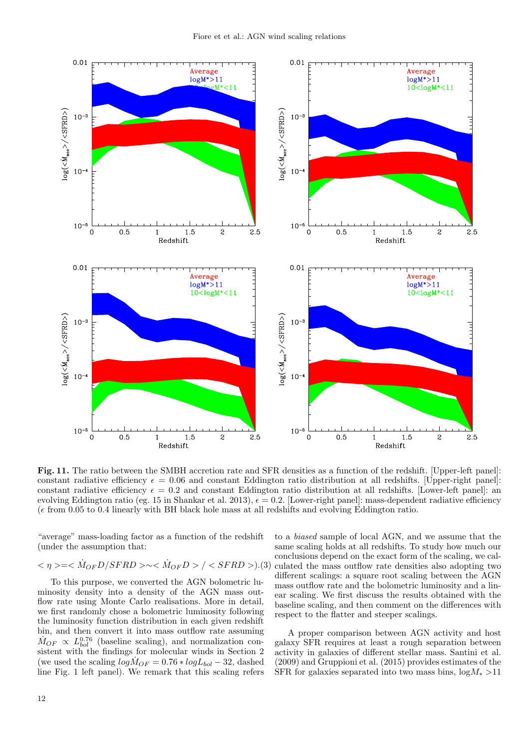**Fig. 11.** The ratio between the SMBH accretion rate and SFR densities as a function of the redshift. [Upper-left panel]: constant radiative efficiency $\epsilon = 0.06$ and constant Eddington ratio distribution at all redshifts. [Upper-right panel]: constant radiative efficiency $\epsilon = 0.2$ and constant Eddington ratio distribution at all redshifts. [Lower-left panel]: an evolving Eddington ratio (eg. 15 in Shankar et al. 2013), $\epsilon = 0.2$. [Lower-right panel]: mass-dependent radiative efficiency ($\epsilon$ from 0.05 to 0.4 linearly with BH black hole mass at all redshifts and evolving Eddington ratio.

"average" mass-loading factor as a function of the redshift (under the assumption that:

$$<\eta> = <\dot{M}_{OF}D/SFRD> \sim <\dot{M}_{OF}D> / <SFRD>). \quad (3)$$

To this purpose, we converted the AGN bolometric luminosity density into a density of the AGN mass outflow rate using Monte Carlo realisations. More in detail, we first randomly chose a bolometric luminosity following the luminosity function distribution in each given redshift bin, and then convert it into mass outflow rate assuming $\dot{M}_{OF} \propto L_{bol}^{0.76}$ (baseline scaling), and normalization consistent with the findings for molecular winds in Section 2 (we used the scaling $log\dot{M}_{OF} = 0.76 * logL_{bol} - 32$, dashed line Fig. 1 left panel). We remark that this scaling refers to a *biased* sample of local AGN, and we assume that the same scaling holds at all redshifts. To study how much our conclusions depend on the exact form of the scaling, we calculated the mass outflow rate densities also adopting two different scalings: a square root scaling between the AGN mass outflow rate and the bolometric luminosity and a linear scaling. We first discuss the results obtained with the baseline scaling, and then comment on the differences with respect to the flatter and steeper scalings.

A proper comparison between AGN activity and host galaxy SFR requires at least a rough separation between activity in galaxies of different stellar mass. Santini et al. (2009) and Gruppioni et al. (2015) provides estimates of the SFR for galaxies separated into two mass bins, $\log M_* > 11$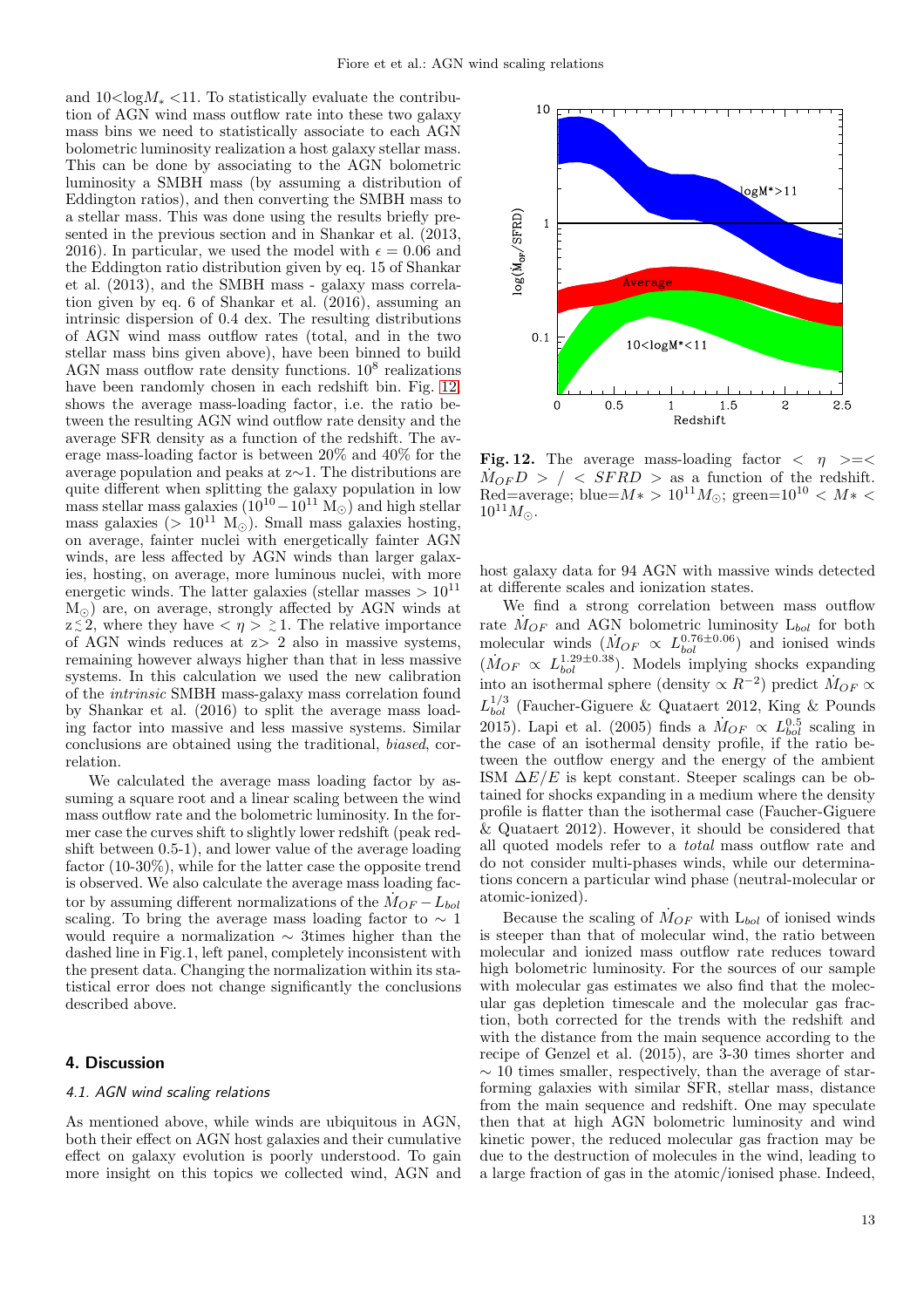and 10<log$M_*$ <11. To statistically evaluate the contribution of AGN wind mass outflow rate into these two galaxy mass bins we need to statistically associate to each AGN bolometric luminosity realization a host galaxy stellar mass. This can be done by associating to the AGN bolometric luminosity a SMBH mass (by assuming a distribution of Eddington ratios), and then converting the SMBH mass to a stellar mass. This was done using the results briefly presented in the previous section and in Shankar et al. (2013, 2016). In particular, we used the model with $\epsilon = 0.06$ and the Eddington ratio distribution given by eq. 15 of Shankar et al. (2013), and the SMBH mass - galaxy mass correlation given by eq. 6 of Shankar et al. (2016), assuming an intrinsic dispersion of 0.4 dex. The resulting distributions of AGN wind mass outflow rates (total, and in the two stellar mass bins given above), have been binned to build AGN mass outflow rate density functions. $10^8$ realizations have been randomly chosen in each redshift bin. Fig. 12 shows the average mass-loading factor, i.e. the ratio between the resulting AGN wind outflow rate density and the average SFR density as a function of the redshift. The average mass-loading factor is between 20% and 40% for the average population and peaks at z∼1. The distributions are quite different when splitting the galaxy population in low mass stellar mass galaxies ($10^{10}-10^{11}$ M$_\odot$) and high stellar mass galaxies ($> 10^{11}$ M$_\odot$). Small mass galaxies hosting, on average, fainter nuclei with energetically fainter AGN winds, are less affected by AGN winds than larger galaxies, hosting, on average, more luminous nuclei, with more energetic winds. The latter galaxies (stellar masses $> 10^{11}$ M$_\odot$) are, on average, strongly affected by AGN winds at z$\lesssim$2, where they have $<\eta>\gtrsim 1$. The relative importance of AGN winds reduces at z> 2 also in massive systems, remaining however always higher than that in less massive systems. In this calculation we used the new calibration of the *intrinsic* SMBH mass-galaxy mass correlation found by Shankar et al. (2016) to split the average mass loading factor into massive and less massive systems. Similar conclusions are obtained using the traditional, *biased*, correlation.

We calculated the average mass loading factor by assuming a square root and a linear scaling between the wind mass outflow rate and the bolometric luminosity. In the former case the curves shift to slightly lower redshift (peak redshift between 0.5-1), and lower value of the average loading factor (10-30%), while for the latter case the opposite trend is observed. We also calculate the average mass loading factor by assuming different normalizations of the $\dot{M}_{OF} - L_{bol}$ scaling. To bring the average mass loading factor to ∼ 1 would require a normalization ∼ 3times higher than the dashed line in Fig.1, left panel, completely inconsistent with the present data. Changing the normalization within its statistical error does not change significantly the conclusions described above.

**Fig. 12.** The average mass-loading factor $<\eta>=<\dot{M}_{OF}D>/<SFRD>$ as a function of the redshift. Red=average; blue=$M* > 10^{11}M_\odot$; green=$10^{10} < M* < 10^{11}M_\odot$.

## 4. Discussion

### 4.1. AGN wind scaling relations

As mentioned above, while winds are ubiquitous in AGN, both their effect on AGN host galaxies and their cumulative effect on galaxy evolution is poorly understood. To gain more insight on this topics we collected wind, AGN and host galaxy data for 94 AGN with massive winds detected at differente scales and ionization states.

We find a strong correlation between mass outflow rate $\dot{M}_{OF}$ and AGN bolometric luminosity L$_{bol}$ for both molecular winds ($\dot{M}_{OF} \propto L_{bol}^{0.76\pm0.06}$) and ionised winds ($\dot{M}_{OF} \propto L_{bol}^{1.29\pm0.38}$). Models implying shocks expanding into an isothermal sphere (density $\propto R^{-2}$) predict $\dot{M}_{OF} \propto L_{bol}^{1/3}$ (Faucher-Giguere & Quataert 2012, King & Pounds 2015). Lapi et al. (2005) finds a $\dot{M}_{OF} \propto L_{bol}^{0.5}$ scaling in the case of an isothermal density profile, if the ratio between the outflow energy and the energy of the ambient ISM $\Delta E/E$ is kept constant. Steeper scalings can be obtained for shocks expanding in a medium where the density profile is flatter than the isothermal case (Faucher-Giguere & Quataert 2012). However, it should be considered that all quoted models refer to a *total* mass outflow rate and do not consider multi-phases winds, while our determinations concern a particular wind phase (neutral-molecular or atomic-ionized).

Because the scaling of $\dot{M}_{OF}$ with L$_{bol}$ of ionised winds is steeper than that of molecular wind, the ratio between molecular and ionized mass outflow rate reduces toward high bolometric luminosity. For the sources of our sample with molecular gas estimates we also find that the molecular gas depletion timescale and the molecular gas fraction, both corrected for the trends with the redshift and with the distance from the main sequence according to the recipe of Genzel et al. (2015), are 3-30 times shorter and ∼ 10 times smaller, respectively, than the average of star-forming galaxies with similar SFR, stellar mass, distance from the main sequence and redshift. One may speculate then that at high AGN bolometric luminosity and wind kinetic power, the reduced molecular gas fraction may be due to the destruction of molecules in the wind, leading to a large fraction of gas in the atomic/ionised phase. Indeed,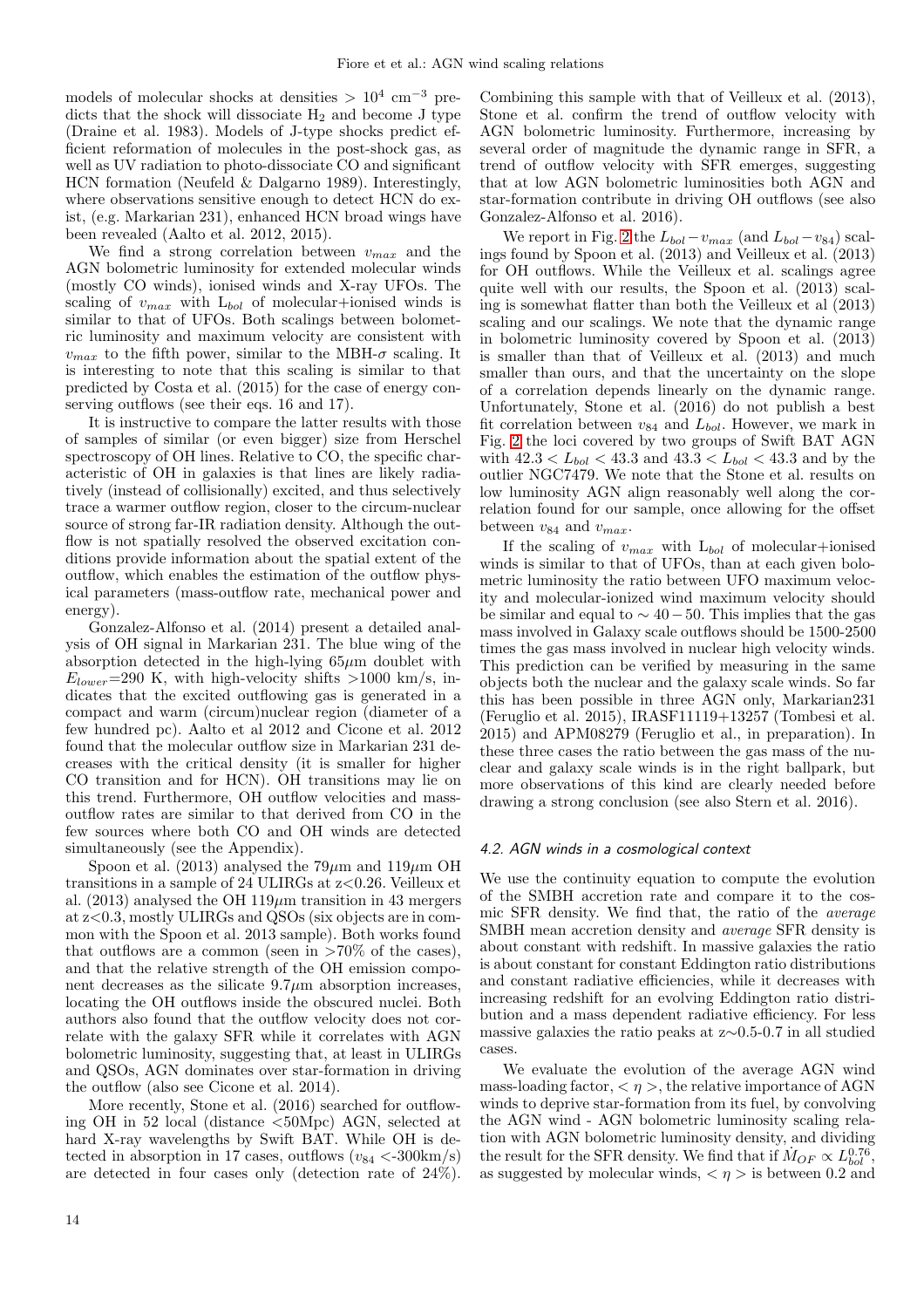models of molecular shocks at densities $> 10^4$ cm$^{-3}$ predicts that the shock will dissociate $H_2$ and become J type (Draine et al. 1983). Models of J-type shocks predict efficient reformation of molecules in the post-shock gas, as well as UV radiation to photo-dissociate CO and significant HCN formation (Neufeld & Dalgarno 1989). Interestingly, where observations sensitive enough to detect HCN do exist, (e.g. Markarian 231), enhanced HCN broad wings have been revealed (Aalto et al. 2012, 2015).

We find a strong correlation between $v_{max}$ and the AGN bolometric luminosity for extended molecular winds (mostly CO winds), ionised winds and X-ray UFOs. The scaling of $v_{max}$ with $L_{bol}$ of molecular+ionised winds is similar to that of UFOs. Both scalings between bolometric luminosity and maximum velocity are consistent with $v_{max}$ to the fifth power, similar to the MBH-$\sigma$ scaling. It is interesting to note that this scaling is similar to that predicted by Costa et al. (2015) for the case of energy conserving outflows (see their eqs. 16 and 17).

It is instructive to compare the latter results with those of samples of similar (or even bigger) size from Herschel spectroscopy of OH lines. Relative to CO, the specific characteristic of OH in galaxies is that lines are likely radiatively (instead of collisionally) excited, and thus selectively trace a warmer outflow region, closer to the circum-nuclear source of strong far-IR radiation density. Although the outflow is not spatially resolved the observed excitation conditions provide information about the spatial extent of the outflow, which enables the estimation of the outflow physical parameters (mass-outflow rate, mechanical power and energy).

Gonzalez-Alfonso et al. (2014) present a detailed analysis of OH signal in Markarian 231. The blue wing of the absorption detected in the high-lying $65\mu$m doublet with $E_{lower}$=290 K, with high-velocity shifts >1000 km/s, indicates that the excited outflowing gas is generated in a compact and warm (circum)nuclear region (diameter of a few hundred pc). Aalto et al 2012 and Cicone et al. 2012 found that the molecular outflow size in Markarian 231 decreases with the critical density (it is smaller for higher CO transition and for HCN). OH transitions may lie on this trend. Furthermore, OH outflow velocities and mass-outflow rates are similar to that derived from CO in the few sources where both CO and OH winds are detected simultaneously (see the Appendix).

Spoon et al. (2013) analysed the $79\mu$m and $119\mu$m OH transitions in a sample of 24 ULIRGs at z<0.26. Veilleux et al. (2013) analysed the OH $119\mu$m transition in 43 mergers at z<0.3, mostly ULIRGs and QSOs (six objects are in common with the Spoon et al. 2013 sample). Both works found that outflows are a common (seen in >70% of the cases), and that the relative strength of the OH emission component decreases as the silicate $9.7\mu$m absorption increases, locating the OH outflows inside the obscured nuclei. Both authors also found that the outflow velocity does not correlate with the galaxy SFR while it correlates with AGN bolometric luminosity, suggesting that, at least in ULIRGs and QSOs, AGN dominates over star-formation in driving the outflow (also see Cicone et al. 2014).

More recently, Stone et al. (2016) searched for outflowing OH in 52 local (distance <50Mpc) AGN, selected at hard X-ray wavelengths by Swift BAT. While OH is detected in absorption in 17 cases, outflows ($v_{84}$ <-300km/s) are detected in four cases only (detection rate of 24%). Combining this sample with that of Veilleux et al. (2013), Stone et al. confirm the trend of outflow velocity with AGN bolometric luminosity. Furthermore, increasing by several order of magnitude the dynamic range in SFR, a trend of outflow velocity with SFR emerges, suggesting that at low AGN bolometric luminosities both AGN and star-formation contribute in driving OH outflows (see also Gonzalez-Alfonso et al. 2016).

We report in Fig. 2 the $L_{bol} - v_{max}$ (and $L_{bol} - v_{84}$) scalings found by Spoon et al. (2013) and Veilleux et al. (2013) for OH outflows. While the Veilleux et al. scalings agree quite well with our results, the Spoon et al. (2013) scaling is somewhat flatter than both the Veilleux et al (2013) scaling and our scalings. We note that the dynamic range in bolometric luminosity covered by Spoon et al. (2013) is smaller than that of Veilleux et al. (2013) and much smaller than ours, and that the uncertainty on the slope of a correlation depends linearly on the dynamic range. Unfortunately, Stone et al. (2016) do not publish a best fit correlation between $v_{84}$ and $L_{bol}$. However, we mark in Fig. 2 the loci covered by two groups of Swift BAT AGN with $42.3 < L_{bol} < 43.3$ and $43.3 < L_{bol} < 43.3$ and by the outlier NGC7479. We note that the Stone et al. results on low luminosity AGN align reasonably well along the correlation found for our sample, once allowing for the offset between $v_{84}$ and $v_{max}$.

If the scaling of $v_{max}$ with $L_{bol}$ of molecular+ionised winds is similar to that of UFOs, than at each given bolometric luminosity the ratio between UFO maximum velocity and molecular-ionized wind maximum velocity should be similar and equal to $\sim 40-50$. This implies that the gas mass involved in Galaxy scale outflows should be 1500-2500 times the gas mass involved in nuclear high velocity winds. This prediction can be verified by measuring in the same objects both the nuclear and the galaxy scale winds. So far this has been possible in three AGN only, Markarian231 (Feruglio et al. 2015), IRASF11119+13257 (Tombesi et al. 2015) and APM08279 (Feruglio et al., in preparation). In these three cases the ratio between the gas mass of the nuclear and galaxy scale winds is in the right ballpark, but more observations of this kind are clearly needed before drawing a strong conclusion (see also Stern et al. 2016).

### 4.2. AGN winds in a cosmological context

We use the continuity equation to compute the evolution of the SMBH accretion rate and compare it to the cosmic SFR density. We find that, the ratio of the *average* SMBH mean accretion density and *average* SFR density is about constant with redshift. In massive galaxies the ratio is about constant for constant Eddington ratio distributions and constant radiative efficiencies, while it decreases with increasing redshift for an evolving Eddington ratio distribution and a mass dependent radiative efficiency. For less massive galaxies the ratio peaks at z$\sim$0.5-0.7 in all studied cases.

We evaluate the evolution of the average AGN wind mass-loading factor, $<\eta>$, the relative importance of AGN winds to deprive star-formation from its fuel, by convolving the AGN wind - AGN bolometric luminosity scaling relation with AGN bolometric luminosity density, and dividing the result for the SFR density. We find that if $\dot{M}_{OF} \propto L_{bol}^{0.76}$, as suggested by molecular winds, $<\eta>$ is between 0.2 and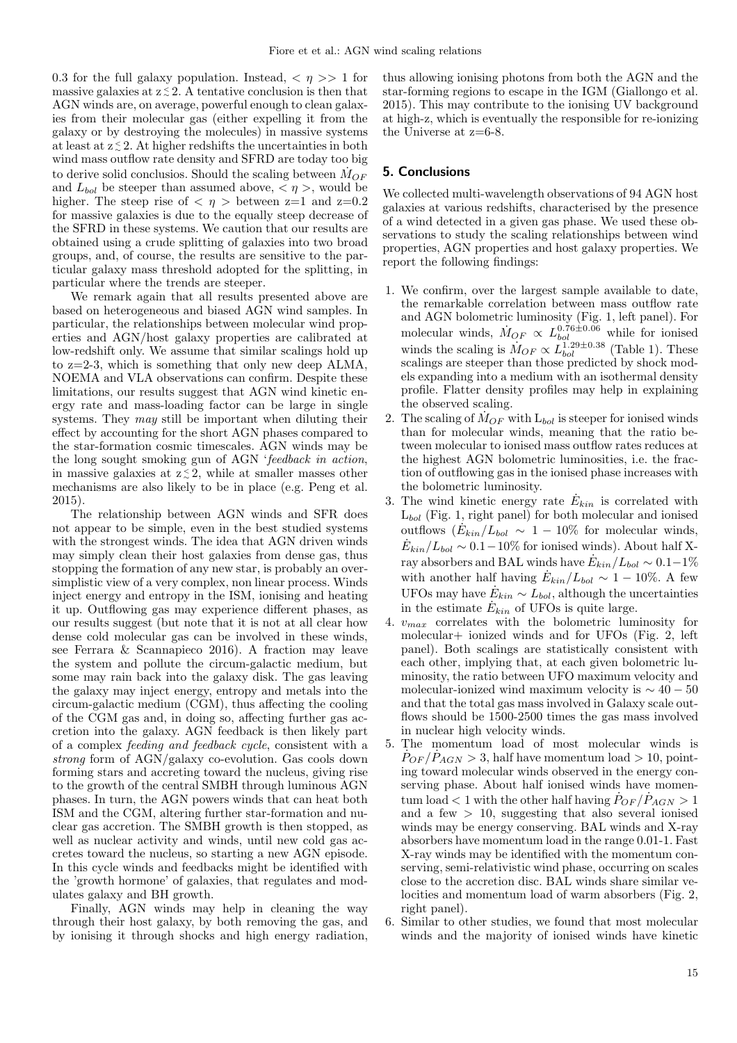0.3 for the full galaxy population. Instead, $<\eta>>1$ for massive galaxies at z$\lesssim$2. A tentative conclusion is then that AGN winds are, on average, powerful enough to clean galaxies from their molecular gas (either expelling it from the galaxy or by destroying the molecules) in massive systems at least at z$\lesssim$2. At higher redshifts the uncertainties in both wind mass outflow rate density and SFRD are today too big to derive solid conclusios. Should the scaling between $\dot{M}_{OF}$ and $L_{bol}$ be steeper than assumed above, $<\eta>$, would be higher. The steep rise of $<\eta>$ between z=1 and z=0.2 for massive galaxies is due to the equally steep decrease of the SFRD in these systems. We caution that our results are obtained using a crude splitting of galaxies into two broad groups, and, of course, the results are sensitive to the particular galaxy mass threshold adopted for the splitting, in particular where the trends are steeper.

We remark again that all results presented above are based on heterogeneous and biased AGN wind samples. In particular, the relationships between molecular wind properties and AGN/host galaxy properties are calibrated at low-redshift only. We assume that similar scalings hold up to z=2-3, which is something that only new deep ALMA, NOEMA and VLA observations can confirm. Despite these limitations, our results suggest that AGN wind kinetic energy rate and mass-loading factor can be large in single systems. They *may* still be important when diluting their effect by accounting for the short AGN phases compared to the star-formation cosmic timescales. AGN winds may be the long sought smoking gun of AGN '*feedback in action*, in massive galaxies at z$\lesssim$2, while at smaller masses other mechanisms are also likely to be in place (e.g. Peng et al. 2015).

The relationship between AGN winds and SFR does not appear to be simple, even in the best studied systems with the strongest winds. The idea that AGN driven winds may simply clean their host galaxies from dense gas, thus stopping the formation of any new star, is probably an over-simplistic view of a very complex, non linear process. Winds inject energy and entropy in the ISM, ionising and heating it up. Outflowing gas may experience different phases, as our results suggest (but note that it is not at all clear how dense cold molecular gas can be involved in these winds, see Ferrara & Scannapieco 2016). A fraction may leave the system and pollute the circum-galactic medium, but some may rain back into the galaxy disk. The gas leaving the galaxy may inject energy, entropy and metals into the circum-galactic medium (CGM), thus affecting the cooling of the CGM gas and, in doing so, affecting further gas accretion into the galaxy. AGN feedback is then likely part of a complex *feeding and feedback cycle*, consistent with a *strong* form of AGN/galaxy co-evolution. Gas cools down forming stars and accreting toward the nucleus, giving rise to the growth of the central SMBH through luminous AGN phases. In turn, the AGN powers winds that can heat both ISM and the CGM, altering further star-formation and nuclear gas accretion. The SMBH growth is then stopped, as well as nuclear activity and winds, until new cold gas accretes toward the nucleus, so starting a new AGN episode. In this cycle winds and feedbacks might be identified with the 'growth hormone' of galaxies, that regulates and modulates galaxy and BH growth.

Finally, AGN winds may help in cleaning the way through their host galaxy, by both removing the gas, and by ionising it through shocks and high energy radiation, thus allowing ionising photons from both the AGN and the star-forming regions to escape in the IGM (Giallongo et al. 2015). This may contribute to the ionising UV background at high-z, which is eventually the responsible for re-ionizing the Universe at z=6-8.

## 5. Conclusions

We collected multi-wavelength observations of 94 AGN host galaxies at various redshifts, characterised by the presence of a wind detected in a given gas phase. We used these observations to study the scaling relationships between wind properties, AGN properties and host galaxy properties. We report the following findings:

1. We confirm, over the largest sample available to date, the remarkable correlation between mass outflow rate and AGN bolometric luminosity (Fig. 1, left panel). For molecular winds, $\dot{M}_{OF} \propto L_{bol}^{0.76\pm0.06}$ while for ionised winds the scaling is $\dot{M}_{OF} \propto L_{bol}^{1.29\pm0.38}$ (Table 1). These scalings are steeper than those predicted by shock models expanding into a medium with an isothermal density profile. Flatter density profiles may help in explaining the observed scaling.
2. The scaling of $\dot{M}_{OF}$ with $L_{bol}$ is steeper for ionised winds than for molecular winds, meaning that the ratio between molecular to ionised mass outflow rates reduces at the highest AGN bolometric luminosities, i.e. the fraction of outflowing gas in the ionised phase increases with the bolometric luminosity.
3. The wind kinetic energy rate $\dot{E}_{kin}$ is correlated with $L_{bol}$ (Fig. 1, right panel) for both molecular and ionised outflows ($\dot{E}_{kin}/L_{bol} \sim 1-10\%$ for molecular winds, $\dot{E}_{kin}/L_{bol} \sim 0.1-10\%$ for ionised winds). About half X-ray absorbers and BAL winds have $\dot{E}_{kin}/L_{bol} \sim 0.1-1\%$ with another half having $\dot{E}_{kin}/L_{bol} \sim 1-10\%$. A few UFOs may have $\dot{E}_{kin} \sim L_{bol}$, although the uncertainties in the estimate $\dot{E}_{kin}$ of UFOs is quite large.
4. $v_{max}$ correlates with the bolometric luminosity for molecular+ ionized winds and for UFOs (Fig. 2, left panel). Both scalings are statistically consistent with each other, implying that, at each given bolometric luminosity, the ratio between UFO maximum velocity and molecular-ionized wind maximum velocity is $\sim 40-50$ and that the total gas mass involved in Galaxy scale outflows should be 1500-2500 times the gas mass involved in nuclear high velocity winds.
5. The momentum load of most molecular winds is $\dot{P}_{OF}/\dot{P}_{AGN} > 3$, half have momentum load $> 10$, pointing toward molecular winds observed in the energy conserving phase. About half ionised winds have momentum load $< 1$ with the other half having $\dot{P}_{OF}/\dot{P}_{AGN} > 1$ and a few $> 10$, suggesting that also several ionised winds may be energy conserving. BAL winds and X-ray absorbers have momentum load in the range 0.01-1. Fast X-ray winds may be identified with the momentum conserving, semi-relativistic wind phase, occurring on scales close to the accretion disc. BAL winds share similar velocities and momentum load of warm absorbers (Fig. 2, right panel).
6. Similar to other studies, we found that most molecular winds and the majority of ionised winds have kinetic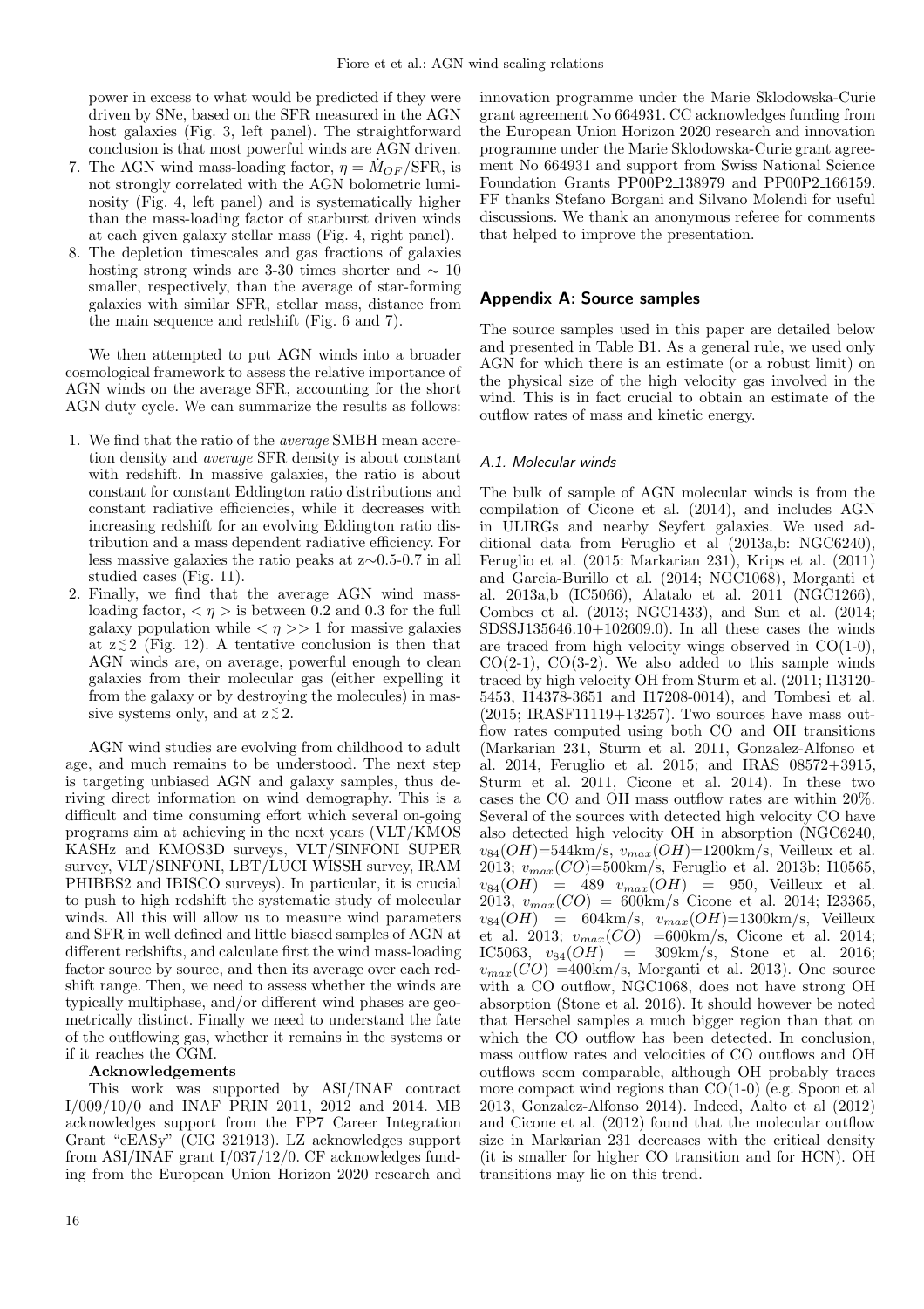power in excess to what would be predicted if they were driven by SNe, based on the SFR measured in the AGN host galaxies (Fig. 3, left panel). The straightforward conclusion is that most powerful winds are AGN driven.

7. The AGN wind mass-loading factor, $\eta = \dot{M}_{OF}$/SFR, is not strongly correlated with the AGN bolometric luminosity (Fig. 4, left panel) and is systematically higher than the mass-loading factor of starburst driven winds at each given galaxy stellar mass (Fig. 4, right panel).
8. The depletion timescales and gas fractions of galaxies hosting strong winds are 3-30 times shorter and $\sim 10$ smaller, respectively, than the average of star-forming galaxies with similar SFR, stellar mass, distance from the main sequence and redshift (Fig. 6 and 7).

We then attempted to put AGN winds into a broader cosmological framework to assess the relative importance of AGN winds on the average SFR, accounting for the short AGN duty cycle. We can summarize the results as follows:

1. We find that the ratio of the *average* SMBH mean accretion density and *average* SFR density is about constant with redshift. In massive galaxies, the ratio is about constant for constant Eddington ratio distributions and constant radiative efficiencies, while it decreases with increasing redshift for an evolving Eddington ratio distribution and a mass dependent radiative efficiency. For less massive galaxies the ratio peaks at z$\sim$0.5-0.7 in all studied cases (Fig. 11).
2. Finally, we find that the average AGN wind mass-loading factor, $< \eta >$ is between 0.2 and 0.3 for the full galaxy population while $< \eta >> 1$ for massive galaxies at z$\lesssim$2 (Fig. 12). A tentative conclusion is then that AGN winds are, on average, powerful enough to clean galaxies from their molecular gas (either expelling it from the galaxy or by destroying the molecules) in massive systems only, and at z$\lesssim$2.

AGN wind studies are evolving from childhood to adult age, and much remains to be understood. The next step is targeting unbiased AGN and galaxy samples, thus deriving direct information on wind demography. This is a difficult and time consuming effort which several on-going programs aim at achieving in the next years (VLT/KMOS KASHz and KMOS3D surveys, VLT/SINFONI SUPER survey, VLT/SINFONI, LBT/LUCI WISSH survey, IRAM PHIBBS2 and IBISCO surveys). In particular, it is crucial to push to high redshift the systematic study of molecular winds. All this will allow us to measure wind parameters and SFR in well defined and little biased samples of AGN at different redshifts, and calculate first the wind mass-loading factor source by source, and then its average over each redshift range. Then, we need to assess whether the winds are typically multiphase, and/or different wind phases are geometrically distinct. Finally we need to understand the fate of the outflowing gas, whether it remains in the systems or if it reaches the CGM.

**Acknowledgements**

This work was supported by ASI/INAF contract I/009/10/0 and INAF PRIN 2011, 2012 and 2014. MB acknowledges support from the FP7 Career Integration Grant "eEASy" (CIG 321913). LZ acknowledges support from ASI/INAF grant I/037/12/0. CF acknowledges funding from the European Union Horizon 2020 research and innovation programme under the Marie Sklodowska-Curie grant agreement No 664931. CC acknowledges funding from the European Union Horizon 2020 research and innovation programme under the Marie Sklodowska-Curie grant agreement No 664931 and support from Swiss National Science Foundation Grants PP00P2_138979 and PP00P2_166159. FF thanks Stefano Borgani and Silvano Molendi for useful discussions. We thank an anonymous referee for comments that helped to improve the presentation.

## Appendix A: Source samples

The source samples used in this paper are detailed below and presented in Table B1. As a general rule, we used only AGN for which there is an estimate (or a robust limit) on the physical size of the high velocity gas involved in the wind. This is in fact crucial to obtain an estimate of the outflow rates of mass and kinetic energy.

### A.1. Molecular winds

The bulk of sample of AGN molecular winds is from the compilation of Cicone et al. (2014), and includes AGN in ULIRGs and nearby Seyfert galaxies. We used additional data from Feruglio et al (2013a,b: NGC6240), Feruglio et al. (2015: Markarian 231), Krips et al. (2011) and Garcia-Burillo et al. (2014; NGC1068), Morganti et al. 2013a,b (IC5066), Alatalo et al. 2011 (NGC1266), Combes et al. (2013; NGC1433), and Sun et al. (2014; SDSSJ135646.10+102609.0). In all these cases the winds are traced from high velocity wings observed in CO(1-0), CO(2-1), CO(3-2). We also added to this sample winds traced by high velocity OH from Sturm et al. (2011; I13120-5453, I14378-3651 and I17208-0014), and Tombesi et al. (2015; IRASF11119+13257). Two sources have mass outflow rates computed using both CO and OH transitions (Markarian 231, Sturm et al. 2011, Gonzalez-Alfonso et al. 2014, Feruglio et al. 2015; and IRAS 08572+3915, Sturm et al. 2011, Cicone et al. 2014). In these two cases the CO and OH mass outflow rates are within 20%. Several of the sources with detected high velocity CO have also detected high velocity OH in absorption (NGC6240, $v_{84}(OH)$=544km/s, $v_{max}(OH)$=1200km/s, Veilleux et al. 2013; $v_{max}(CO)$=500km/s, Feruglio et al. 2013b; I10565, $v_{84}(OH)$ = 489 $v_{max}(OH)$ = 950, Veilleux et al. 2013, $v_{max}(CO)$ = 600km/s Cicone et al. 2014; I23365, $v_{84}(OH)$ = 604km/s, $v_{max}(OH)$=1300km/s, Veilleux et al. 2013; $v_{max}(CO)$ =600km/s, Cicone et al. 2014; IC5063, $v_{84}(OH)$ = 309km/s, Stone et al. 2016; $v_{max}(CO)$ =400km/s, Morganti et al. 2013). One source with a CO outflow, NGC1068, does not have strong OH absorption (Stone et al. 2016). It should however be noted that Herschel samples a much bigger region than that on which the CO outflow has been detected. In conclusion, mass outflow rates and velocities of CO outflows and OH outflows seem comparable, although OH probably traces more compact wind regions than CO(1-0) (e.g. Spoon et al 2013, Gonzalez-Alfonso 2014). Indeed, Aalto et al (2012) and Cicone et al. (2012) found that the molecular outflow size in Markarian 231 decreases with the critical density (it is smaller for higher CO transition and for HCN). OH transitions may lie on this trend.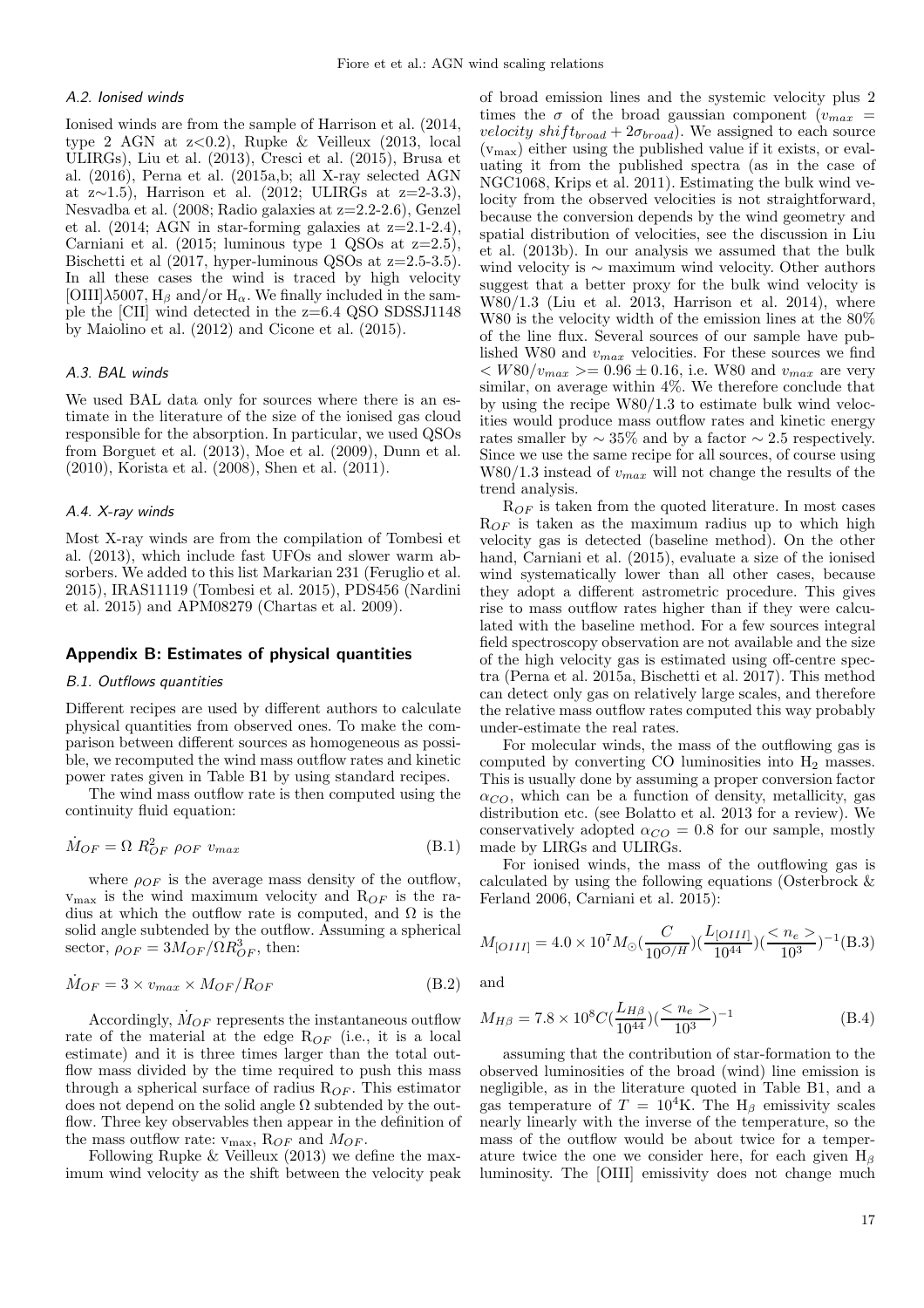### A.2. Ionised winds

Ionised winds are from the sample of Harrison et al. (2014, type 2 AGN at z<0.2), Rupke & Veilleux (2013, local ULIRGs), Liu et al. (2013), Cresci et al. (2015), Brusa et al. (2016), Perna et al. (2015a,b; all X-ray selected AGN at z∼1.5), Harrison et al. (2012; ULIRGs at z=2-3.3), Nesvadba et al. (2008; Radio galaxies at z=2.2-2.6), Genzel et al. (2014; AGN in star-forming galaxies at z=2.1-2.4), Carniani et al. (2015; luminous type 1 QSOs at z=2.5), Bischetti et al (2017, hyper-luminous QSOs at z=2.5-3.5). In all these cases the wind is traced by high velocity [OIII]λ5007, $H_\beta$ and/or $H_\alpha$. We finally included in the sample the [CII] wind detected in the z=6.4 QSO SDSSJ1148 by Maiolino et al. (2012) and Cicone et al. (2015).

### A.3. BAL winds

We used BAL data only for sources where there is an estimate in the literature of the size of the ionised gas cloud responsible for the absorption. In particular, we used QSOs from Borguet et al. (2013), Moe et al. (2009), Dunn et al. (2010), Korista et al. (2008), Shen et al. (2011).

### A.4. X-ray winds

Most X-ray winds are from the compilation of Tombesi et al. (2013), which include fast UFOs and slower warm absorbers. We added to this list Markarian 231 (Feruglio et al. 2015), IRAS11119 (Tombesi et al. 2015), PDS456 (Nardini et al. 2015) and APM08279 (Chartas et al. 2009).

## Appendix B: Estimates of physical quantities

### B.1. Outflows quantities

Different recipes are used by different authors to calculate physical quantities from observed ones. To make the comparison between different sources as homogeneous as possible, we recomputed the wind mass outflow rates and kinetic power rates given in Table B1 by using standard recipes.

The wind mass outflow rate is then computed using the continuity fluid equation:

$$\dot{M}_{OF} = \Omega \; R_{OF}^2 \; \rho_{OF} \; v_{max} \tag{B.1}$$

where $\rho_{OF}$ is the average mass density of the outflow, $v_{max}$ is the wind maximum velocity and $R_{OF}$ is the radius at which the outflow rate is computed, and $\Omega$ is the solid angle subtended by the outflow. Assuming a spherical sector, $\rho_{OF} = 3M_{OF}/\Omega R_{OF}^3$, then:

$$\dot{M}_{OF} = 3 \times v_{max} \times M_{OF}/R_{OF} \tag{B.2}$$

Accordingly, $\dot{M}_{OF}$ represents the instantaneous outflow rate of the material at the edge $R_{OF}$ (i.e., it is a local estimate) and it is three times larger than the total outflow mass divided by the time required to push this mass through a spherical surface of radius $R_{OF}$. This estimator does not depend on the solid angle $\Omega$ subtended by the outflow. Three key observables then appear in the definition of the mass outflow rate: $v_{max}$, $R_{OF}$ and $M_{OF}$.

Following Rupke & Veilleux (2013) we define the maximum wind velocity as the shift between the velocity peak of broad emission lines and the systemic velocity plus 2 times the $\sigma$ of the broad gaussian component ($v_{max} = velocity\ shift_{broad} + 2\sigma_{broad}$). We assigned to each source ($v_{max}$) either using the published value if it exists, or evaluating it from the published spectra (as in the case of NGC1068, Krips et al. 2011). Estimating the bulk wind velocity from the observed velocities is not straightforward, because the conversion depends by the wind geometry and spatial distribution of velocities, see the discussion in Liu et al. (2013b). In our analysis we assumed that the bulk wind velocity is ∼ maximum wind velocity. Other authors suggest that a better proxy for the bulk wind velocity is W80/1.3 (Liu et al. 2013, Harrison et al. 2014), where W80 is the velocity width of the emission lines at the 80% of the line flux. Several sources of our sample have published W80 and $v_{max}$ velocities. For these sources we find $< W80/v_{max} >= 0.96 \pm 0.16$, i.e. W80 and $v_{max}$ are very similar, on average within 4%. We therefore conclude that by using the recipe W80/1.3 to estimate bulk wind velocities would produce mass outflow rates and kinetic energy rates smaller by ∼ 35% and by a factor ∼ 2.5 respectively. Since we use the same recipe for all sources, of course using W80/1.3 instead of $v_{max}$ will not change the results of the trend analysis.

$R_{OF}$ is taken from the quoted literature. In most cases $R_{OF}$ is taken as the maximum radius up to which high velocity gas is detected (baseline method). On the other hand, Carniani et al. (2015), evaluate a size of the ionised wind systematically lower than all other cases, because they adopt a different astrometric procedure. This gives rise to mass outflow rates higher than if they were calculated with the baseline method. For a few sources integral field spectroscopy observation are not available and the size of the high velocity gas is estimated using off-centre spectra (Perna et al. 2015a, Bischetti et al. 2017). This method can detect only gas on relatively large scales, and therefore the relative mass outflow rates computed this way probably under-estimate the real rates.

For molecular winds, the mass of the outflowing gas is computed by converting CO luminosities into $H_2$ masses. This is usually done by assuming a proper conversion factor $\alpha_{CO}$, which can be a function of density, metallicity, gas distribution etc. (see Bolatto et al. 2013 for a review). We conservatively adopted $\alpha_{CO} = 0.8$ for our sample, mostly made by LIRGs and ULIRGs.

For ionised winds, the mass of the outflowing gas is calculated by using the following equations (Osterbrock & Ferland 2006, Carniani et al. 2015):

$$M_{[OIII]} = 4.0 \times 10^7 M_\odot (\frac{C}{10^{O/H}})(\frac{L_{[OIII]}}{10^{44}})(\frac{< n_e >}{10^3})^{-1} \tag{B.3}$$

and

$$M_{H\beta} = 7.8 \times 10^8 C (\frac{L_{H\beta}}{10^{44}})(\frac{< n_e >}{10^3})^{-1} \tag{B.4}$$

assuming that the contribution of star-formation to the observed luminosities of the broad (wind) line emission is negligible, as in the literature quoted in Table B1, and a gas temperature of $T = 10^4$K. The $H_\beta$ emissivity scales nearly linearly with the inverse of the temperature, so the mass of the outflow would be about twice for a temperature twice the one we consider here, for each given $H_\beta$ luminosity. The [OIII] emissivity does not change much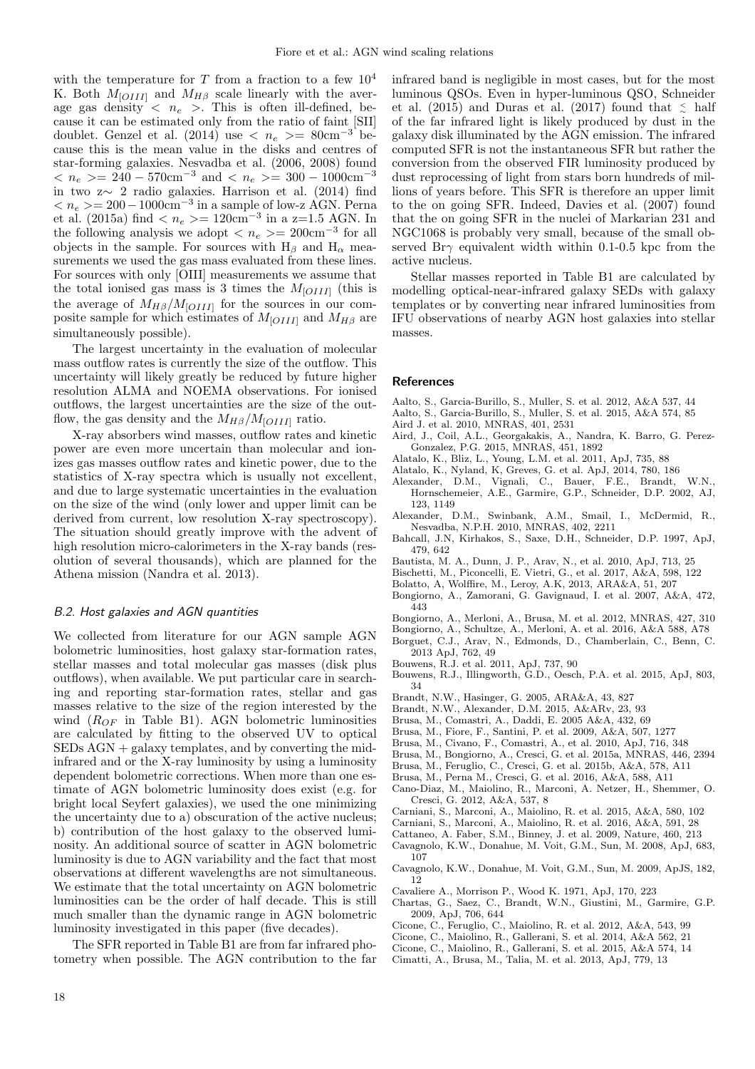with the temperature for $T$ from a fraction to a few $10^4$ K. Both $M_{[OIII]}$ and $M_{H\beta}$ scale linearly with the average gas density $< n_e >$. This is often ill-defined, because it can be estimated only from the ratio of faint [SII] doublet. Genzel et al. (2014) use $< n_e >= 80\mathrm{cm}^{-3}$ because this is the mean value in the disks and centres of star-forming galaxies. Nesvadba et al. (2006, 2008) found $< n_e >= 240 - 570\mathrm{cm}^{-3}$ and $< n_e >= 300 - 1000\mathrm{cm}^{-3}$ in two z$\sim$ 2 radio galaxies. Harrison et al. (2014) find $< n_e >= 200 - 1000\mathrm{cm}^{-3}$ in a sample of low-z AGN. Perna et al. (2015a) find $< n_e >= 120\mathrm{cm}^{-3}$ in a z=1.5 AGN. In the following analysis we adopt $< n_e >= 200\mathrm{cm}^{-3}$ for all objects in the sample. For sources with $\mathrm{H}_\beta$ and $\mathrm{H}_\alpha$ measurements we used the gas mass evaluated from these lines. For sources with only [OIII] measurements we assume that the total ionised gas mass is 3 times the $M_{[OIII]}$ (this is the average of $M_{H\beta}/M_{[OIII]}$ for the sources in our composite sample for which estimates of $M_{[OIII]}$ and $M_{H\beta}$ are simultaneously possible).

The largest uncertainty in the evaluation of molecular mass outflow rates is currently the size of the outflow. This uncertainty will likely greatly be reduced by future higher resolution ALMA and NOEMA observations. For ionised outflows, the largest uncertainties are the size of the outflow, the gas density and the $M_{H\beta}/M_{[OIII]}$ ratio.

X-ray absorbers wind masses, outflow rates and kinetic power are even more uncertain than molecular and ionizes gas masses outflow rates and kinetic power, due to the statistics of X-ray spectra which is usually not excellent, and due to large systematic uncertainties in the evaluation on the size of the wind (only lower and upper limit can be derived from current, low resolution X-ray spectroscopy). The situation should greatly improve with the advent of high resolution micro-calorimeters in the X-ray bands (resolution of several thousands), which are planned for the Athena mission (Nandra et al. 2013).

### B.2. Host galaxies and AGN quantities

We collected from literature for our AGN sample AGN bolometric luminosities, host galaxy star-formation rates, stellar masses and total molecular gas masses (disk plus outflows), when available. We put particular care in searching and reporting star-formation rates, stellar and gas masses relative to the size of the region interested by the wind ($R_{OF}$ in Table B1). AGN bolometric luminosities are calculated by fitting to the observed UV to optical SEDs AGN + galaxy templates, and by converting the mid-infrared and or the X-ray luminosity by using a luminosity dependent bolometric corrections. When more than one estimate of AGN bolometric luminosity does exist (e.g. for bright local Seyfert galaxies), we used the one minimizing the uncertainty due to a) obscuration of the active nucleus; b) contribution of the host galaxy to the observed luminosity. An additional source of scatter in AGN bolometric luminosity is due to AGN variability and the fact that most observations at different wavelengths are not simultaneous. We estimate that the total uncertainty on AGN bolometric luminosities can be the order of half decade. This is still much smaller than the dynamic range in AGN bolometric luminosity investigated in this paper (five decades).

The SFR reported in Table B1 are from far infrared photometry when possible. The AGN contribution to the far infrared band is negligible in most cases, but for the most luminous QSOs. Even in hyper-luminous QSO, Schneider et al. (2015) and Duras et al. (2017) found that $\lesssim$ half of the far infrared light is likely produced by dust in the galaxy disk illuminated by the AGN emission. The infrared computed SFR is not the instantaneous SFR but rather the conversion from the observed FIR luminosity produced by dust reprocessing of light from stars born hundreds of millions of years before. This SFR is therefore an upper limit to the on going SFR. Indeed, Davies et al. (2007) found that the on going SFR in the nuclei of Markarian 231 and NGC1068 is probably very small, because of the small observed Br$\gamma$ equivalent width within 0.1-0.5 kpc from the active nucleus.

Stellar masses reported in Table B1 are calculated by modelling optical-near-infrared galaxy SEDs with galaxy templates or by converting near infrared luminosities from IFU observations of nearby AGN host galaxies into stellar masses.

## References

Aalto, S., Garcia-Burillo, S., Muller, S. et al. 2012, A&A 537, 44
Aalto, S., Garcia-Burillo, S., Muller, S. et al. 2015, A&A 574, 85
Aird J. et al. 2010, MNRAS, 401, 2531
Aird, J., Coil, A.L., Georgakakis, A., Nandra, K. Barro, G. Perez-Gonzalez, P.G. 2015, MNRAS, 451, 1892
Alatalo, K., Bliz, L., Young, L.M. et al. 2011, ApJ, 735, 88
Alatalo, K., Nyland, K, Greves, G. et al. ApJ, 2014, 780, 186
Alexander, D.M., Vignali, C., Bauer, F.E., Brandt, W.N., Hornschemeier, A.E., Garmire, G.P., Schneider, D.P. 2002, AJ, 123, 1149
Alexander, D.M., Swinbank, A.M., Smail, I., McDermid, R., Nesvadba, N.P.H. 2010, MNRAS, 402, 2211
Bahcall, J.N, Kirhakos, S., Saxe, D.H., Schneider, D.P. 1997, ApJ, 479, 642
Bautista, M. A., Dunn, J. P., Arav, N., et al. 2010, ApJ, 713, 25
Bischetti, M., Piconcelli, E. Vietri, G., et al. 2017, A&A, 598, 122
Bolatto, A, Wolffire, M., Leroy, A.K, 2013, ARA&A, 51, 207
Bongiorno, A., Zamorani, G. Gavignaud, I. et al. 2007, A&A, 472, 443
Bongiorno, A., Merloni, A., Brusa, M. et al. 2012, MNRAS, 427, 310
Bongiorno, A., Schultze, A., Merloni, A. et al. 2016, A&A 588, A78
Borguet, C.J., Arav, N., Edmonds, D., Chamberlain, C., Benn, C. 2013 ApJ, 762, 49
Bouwens, R.J. et al. 2011, ApJ, 737, 90
Bouwens, R.J., Illingworth, G.D., Oesch, P.A. et al. 2015, ApJ, 803, 34
Brandt, N.W., Hasinger, G. 2005, ARA&A, 43, 827
Brandt, N.W., Alexander, D.M. 2015, A&ARv, 23, 93
Brusa, M., Comastri, A., Daddi, E. 2005 A&A, 432, 69
Brusa, M., Fiore, F., Santini, P. et al. 2009, A&A, 507, 1277
Brusa, M., Civano, F., Comastri, A., et al. 2010, ApJ, 716, 348
Brusa, M., Bongiorno, A., Cresci, G. et al. 2015a, MNRAS, 446, 2394
Brusa, M., Feruglio, C., Cresci, G. et al. 2015b, A&A, 578, A11
Brusa, M., Perna M., Cresci, G. et al. 2016, A&A, 588, A11
Cano-Diaz, M., Maiolino, R., Marconi, A. Netzer, H., Shemmer, O. Cresci, G. 2012, A&A, 537, 8
Carniani, S., Marconi, A., Maiolino, R. et al. 2015, A&A, 580, 102
Carniani, S., Marconi, A., Maiolino, R. et al. 2016, A&A, 591, 28
Cattaneo, A. Faber, S.M., Binney, J. et al. 2009, Nature, 460, 213
Cavagnolo, K.W., Donahue, M. Voit, G.M., Sun, M. 2008, ApJ, 683, 107
Cavagnolo, K.W., Donahue, M. Voit, G.M., Sun, M. 2009, ApJS, 182, 12
Cavaliere A., Morrison P., Wood K. 1971, ApJ, 170, 223
Chartas, G., Saez, C., Brandt, W.N., Giustini, M., Garmire, G.P. 2009, ApJ, 706, 644
Cicone, C., Feruglio, C., Maiolino, R. et al. 2012, A&A, 543, 99
Cicone, C., Maiolino, R., Gallerani, S. et al. 2014, A&A 562, 21
Cicone, C., Maiolino, R., Gallerani, S. et al. 2015, A&A 574, 14
Cimatti, A., Brusa, M., Talia, M. et al. 2013, ApJ, 779, 13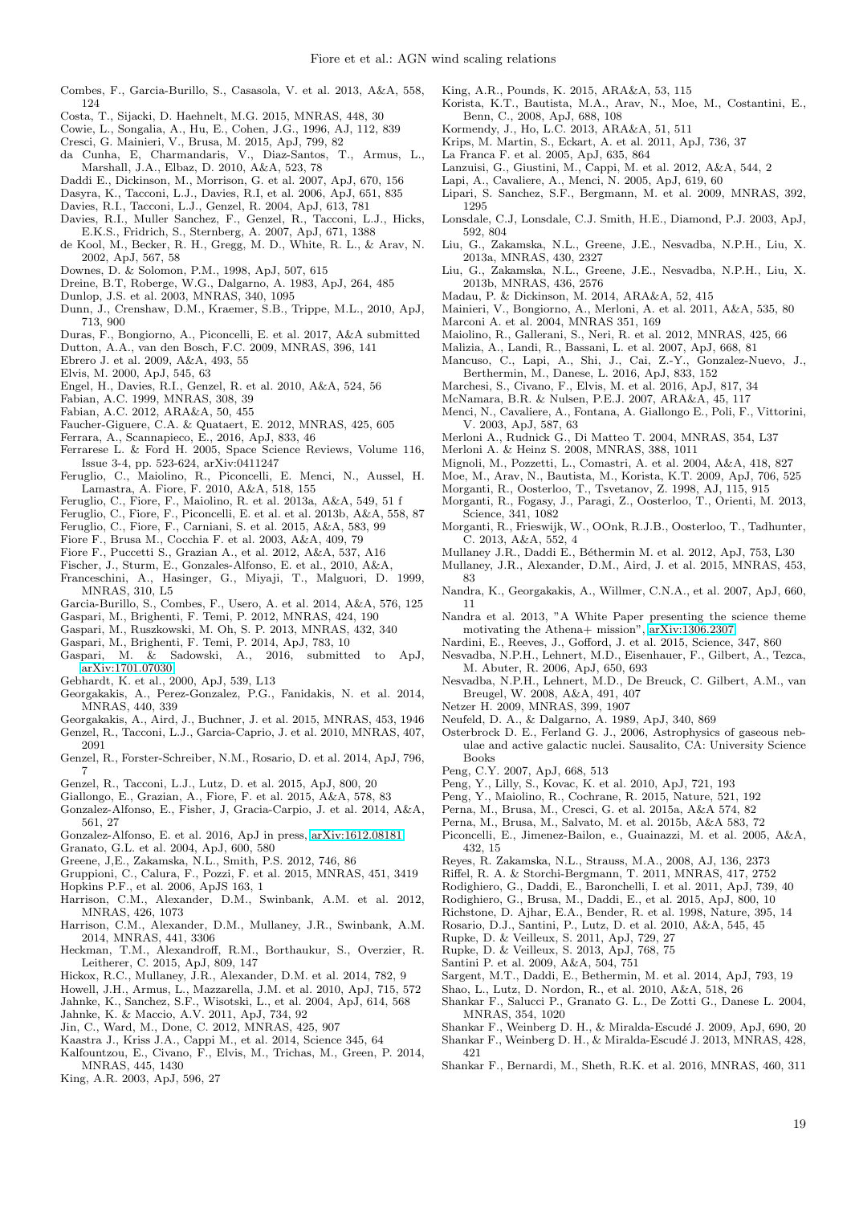Combes, F., Garcia-Burillo, S., Casasola, V. et al. 2013, A&A, 558, 124

Costa, T., Sijacki, D. Haehnelt, M.G. 2015, MNRAS, 448, 30

Cowie, L., Songalia, A., Hu, E., Cohen, J.G., 1996, AJ, 112, 839

Cresci, G. Mainieri, V., Brusa, M. 2015, ApJ, 799, 82

da Cunha, E, Charmandaris, V., Diaz-Santos, T., Armus, L., Marshall, J.A., Elbaz, D. 2010, A&A, 523, 78

Daddi E., Dickinson, M., Morrison, G. et al. 2007, ApJ, 670, 156

Dasyra, K., Tacconi, L.J., Davies, R.I, et al. 2006, ApJ, 651, 835

Davies, R.I., Tacconi, L.J., Genzel, R. 2004, ApJ, 613, 781

Davies, R.I., Muller Sanchez, F., Genzel, R., Tacconi, L.J., Hicks, E.K.S., Fridrich, S., Sternberg, A. 2007, ApJ, 671, 1388

de Kool, M., Becker, R. H., Gregg, M. D., White, R. L., & Arav, N. 2002, ApJ, 567, 58

Downes, D. & Solomon, P.M., 1998, ApJ, 507, 615

Dreine, B.T, Roberge, W.G., Dalgarno, A. 1983, ApJ, 264, 485

Dunlop, J.S. et al. 2003, MNRAS, 340, 1095

Dunn, J., Crenshaw, D.M., Kraemer, S.B., Trippe, M.L., 2010, ApJ, 713, 900

Duras, F., Bongiorno, A., Piconcelli, E. et al. 2017, A&A submitted

Dutton, A.A., van den Bosch, F.C. 2009, MNRAS, 396, 141

Ebrero J. et al. 2009, A&A, 493, 55

Elvis, M. 2000, ApJ, 545, 63

Engel, H., Davies, R.I., Genzel, R. et al. 2010, A&A, 524, 56

Fabian, A.C. 1999, MNRAS, 308, 39

Fabian, A.C. 2012, ARA&A, 50, 455

Faucher-Giguere, C.A. & Quataert, E. 2012, MNRAS, 425, 605

Ferrara, A., Scannapieco, E., 2016, ApJ, 833, 46

Ferrarese L. & Ford H. 2005, Space Science Reviews, Volume 116, Issue 3-4, pp. 523-624, arXiv:0411247

Feruglio, C., Maiolino, R., Piconcelli, E. Menci, N., Aussel, H. Lamastra, A. Fiore, F. 2010, A&A, 518, 155

Feruglio, C., Fiore, F., Maiolino, R. et al. 2013a, A&A, 549, 51 f

Feruglio, C., Fiore, F., Piconcelli, E. et al. et al. 2013b, A&A, 558, 87

Feruglio, C., Fiore, F., Carniani, S. et al. 2015, A&A, 583, 99

Fiore F., Brusa M., Cocchia F. et al. 2003, A&A, 409, 79

Fiore F., Puccetti S., Grazian A., et al. 2012, A&A, 537, A16

Fischer, J., Sturm, E., Gonzales-Alfonso, E. et al., 2010, A&A,

Franceschini, A., Hasinger, G., Miyaji, T., Malguori, D. 1999, MNRAS, 310, L5

Garcia-Burillo, S., Combes, F., Usero, A. et al. 2014, A&A, 576, 125

Gaspari, M., Brighenti, F. Temi, P. 2012, MNRAS, 424, 190

Gaspari, M., Ruszkowski, M. Oh, S. P. 2013, MNRAS, 432, 340

Gaspari, M., Brighenti, F. Temi, P. 2014, ApJ, 783, 10

Gaspari, M. & Sadowski, A., 2016, submitted to ApJ, arXiv:1701.07030

Gebhardt, K. et al., 2000, ApJ, 539, L13

Georgakakis, A., Perez-Gonzalez, P.G., Fanidakis, N. et al. 2014, MNRAS, 440, 339

Georgakakis, A., Aird, J., Buchner, J. et al. 2015, MNRAS, 453, 1946

Genzel, R., Tacconi, L.J., Garcia-Caprio, J. et al. 2010, MNRAS, 407, 2091

Genzel, R., Forster-Schreiber, N.M., Rosario, D. et al. 2014, ApJ, 796, 7

Genzel, R., Tacconi, L.J., Lutz, D. et al. 2015, ApJ, 800, 20

Giallongo, E., Grazian, A., Fiore, F. et al. 2015, A&A, 578, 83

Gonzalez-Alfonso, E., Fisher, J, Gracia-Carpio, J. et al. 2014, A&A, 561, 27

Gonzalez-Alfonso, E. et al. 2016, ApJ in press, arXiv:1612.08181

Granato, G.L. et al. 2004, ApJ, 600, 580

Greene, J,E., Zakamska, N.L., Smith, P.S. 2012, 746, 86

Gruppioni, C., Calura, F., Pozzi, F. et al. 2015, MNRAS, 451, 3419

Hopkins P.F., et al. 2006, ApJS 163, 1

Harrison, C.M., Alexander, D.M., Swinbank, A.M. et al. 2012, MNRAS, 426, 1073

Harrison, C.M., Alexander, D.M., Mullaney, J.R., Swinbank, A.M. 2014, MNRAS, 441, 3306

Heckman, T.M., Alexandroff, R.M., Borthaukur, S., Overzier, R. Leitherer, C. 2015, ApJ, 809, 147

Hickox, R.C., Mullaney, J.R., Alexander, D.M. et al. 2014, 782, 9

Howell, J.H., Armus, L., Mazzarella, J.M. et al. 2010, ApJ, 715, 572

Jahnke, K., Sanchez, S.F., Wisotski, L., et al. 2004, ApJ, 614, 568

Jahnke, K. & Maccio, A.V. 2011, ApJ, 734, 92

Jin, C., Ward, M., Done, C. 2012, MNRAS, 425, 907

Kaastra J., Kriss J.A., Cappi M., et al. 2014, Science 345, 64

Kalfountzou, E., Civano, F., Elvis, M., Trichas, M., Green, P. 2014, MNRAS, 445, 1430

King, A.R. 2003, ApJ, 596, 27

King, A.R., Pounds, K. 2015, ARA&A, 53, 115

Korista, K.T., Bautista, M.A., Arav, N., Moe, M., Costantini, E., Benn, C., 2008, ApJ, 688, 108

Kormendy, J., Ho, L.C. 2013, ARA&A, 51, 511

Krips, M. Martin, S., Eckart, A. et al. 2011, ApJ, 736, 37

La Franca F. et al. 2005, ApJ, 635, 864

Lanzuisi, G., Giustini, M., Cappi, M. et al. 2012, A&A, 544, 2

Lapi, A., Cavaliere, A., Menci, N. 2005, ApJ, 619, 60

Lipari, S. Sanchez, S.F., Bergmann, M. et al. 2009, MNRAS, 392, 1295

Lonsdale, C.J, Lonsdale, C.J. Smith, H.E., Diamond, P.J. 2003, ApJ, 592, 804

Liu, G., Zakamska, N.L., Greene, J.E., Nesvadba, N.P.H., Liu, X. 2013a, MNRAS, 430, 2327

Liu, G., Zakamska, N.L., Greene, J.E., Nesvadba, N.P.H., Liu, X. 2013b, MNRAS, 436, 2576

Madau, P. & Dickinson, M. 2014, ARA&A, 52, 415

Mainieri, V., Bongiorno, A., Merloni, A. et al. 2011, A&A, 535, 80

Marconi A. et al. 2004, MNRAS 351, 169

Maiolino, R., Gallerani, S., Neri, R. et al. 2012, MNRAS, 425, 66

Malizia, A., Landi, R., Bassani, L. et al. 2007, ApJ, 668, 81

Mancuso, C., Lapi, A., Shi, J., Cai, Z.-Y., Gonzalez-Nuevo, J., Berthermin, M., Danese, L. 2016, ApJ, 833, 152

Marchesi, S., Civano, F., Elvis, M. et al. 2016, ApJ, 817, 34

McNamara, B.R. & Nulsen, P.E.J. 2007, ARA&A, 45, 117

Menci, N., Cavaliere, A., Fontana, A. Giallongo E., Poli, F., Vittorini, V. 2003, ApJ, 587, 63

Merloni A., Rudnick G., Di Matteo T. 2004, MNRAS, 354, L37

Merloni A. & Heinz S. 2008, MNRAS, 388, 1011

Mignoli, M., Pozzetti, L., Comastri, A. et al. 2004, A&A, 418, 827

Moe, M., Arav, N., Bautista, M., Korista, K.T. 2009, ApJ, 706, 525

Morganti, R., Oosterloo, T., Tsvetanov, Z. 1998, AJ, 115, 915

Morganti, R., Fogasy, J., Paragi, Z., Oosterloo, T., Orienti, M. 2013, Science, 341, 1082

Morganti, R., Frieswijk, W., OOnk, R.J.B., Oosterloo, T., Tadhunter, C. 2013, A&A, 552, 4

Mullaney J.R., Daddi E., Béthermin M. et al. 2012, ApJ, 753, L30

Mullaney, J.R., Alexander, D.M., Aird, J. et al. 2015, MNRAS, 453, 83

Nandra, K., Georgakakis, A., Willmer, C.N.A., et al. 2007, ApJ, 660, 11

Nandra et al. 2013, "A White Paper presenting the science theme motivating the Athena+ mission", arXiv:1306.2307

Nardini, E., Reeves, J., Gofford, J. et al. 2015, Science, 347, 860

Nesvadba, N.P.H., Lehnert, M.D., Eisenhauer, F., Gilbert, A., Tezca, M. Abuter, R. 2006, ApJ, 650, 693

Nesvadba, N.P.H., Lehnert, M.D., De Breuck, C. Gilbert, A.M., van Breugel, W. 2008, A&A, 491, 407

Netzer H. 2009, MNRAS, 399, 1907

Neufeld, D. A., & Dalgarno, A. 1989, ApJ, 340, 869

Osterbrock D. E., Ferland G. J., 2006, Astrophysics of gaseous nebulae and active galactic nuclei. Sausalito, CA: University Science Books

Peng, C.Y. 2007, ApJ, 668, 513

Peng, Y., Lilly, S., Kovac, K. et al. 2010, ApJ, 721, 193

Peng, Y., Maiolino, R., Cochrane, R. 2015, Nature, 521, 192

Perna, M., Brusa, M., Cresci, G. et al. 2015a, A&A 574, 82

Perna, M., Brusa, M., Salvato, M. et al. 2015b, A&A 583, 72

Piconcelli, E., Jimenez-Bailon, e., Guainazzi, M. et al. 2005, A&A, 432, 15

Reyes, R. Zakamska, N.L., Strauss, M.A., 2008, AJ, 136, 2373

Riffel, R. A. & Storchi-Bergmann, T. 2011, MNRAS, 417, 2752

Rodighiero, G., Daddi, E., Baronchelli, I. et al. 2011, ApJ, 739, 40

Rodighiero, G., Brusa, M., Daddi, E., et al. 2015, ApJ, 800, 10

Richstone, D. Ajhar, E.A., Bender, R. et al. 1998, Nature, 395, 14

Rosario, D.J., Santini, P., Lutz, D. et al. 2010, A&A, 545, 45

Rupke, D. & Veilleux, S. 2011, ApJ, 729, 27

Rupke, D. & Veilleux, S. 2013, ApJ, 768, 75

Santini P. et al. 2009, A&A, 504, 751

Sargent, M.T., Daddi, E., Bethermin, M. et al. 2014, ApJ, 793, 19

Shao, L., Lutz, D. Nordon, R., et al. 2010, A&A, 518, 26

Shankar F., Salucci P., Granato G. L., De Zotti G., Danese L. 2004, MNRAS, 354, 1020

Shankar F., Weinberg D. H., & Miralda-Escudé J. 2009, ApJ, 690, 20

Shankar F., Weinberg D. H., & Miralda-Escudé J. 2013, MNRAS, 428, 421

Shankar F., Bernardi, M., Sheth, R.K. et al. 2016, MNRAS, 460, 311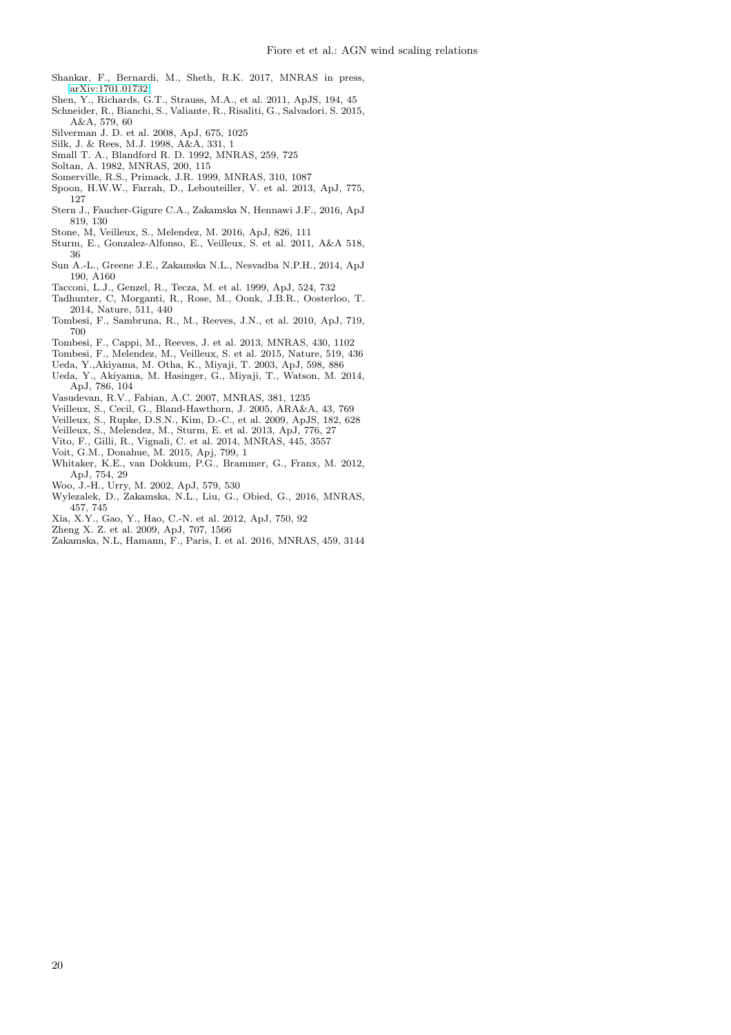Shankar, F., Bernardi, M., Sheth, R.K. 2017, MNRAS in press, arXiv:1701.01732

Shen, Y., Richards, G.T., Strauss, M.A., et al. 2011, ApJS, 194, 45

Schneider, R., Bianchi, S., Valiante, R., Risaliti, G., Salvadori, S. 2015, A&A, 579, 60

Silverman J. D. et al. 2008, ApJ, 675, 1025

Silk, J. & Rees, M.J. 1998, A&A, 331, 1

Small T. A., Blandford R. D. 1992, MNRAS, 259, 725

Soltan, A. 1982, MNRAS, 200, 115

Somerville, R.S., Primack, J.R. 1999, MNRAS, 310, 1087

Spoon, H.W.W., Farrah, D., Lebouteiller, V. et al. 2013, ApJ, 775, 127

Stern J., Faucher-Gigure C.A., Zakamska N, Hennawi J.F., 2016, ApJ 819, 130

Stone, M, Veilleux, S., Melendez, M. 2016, ApJ, 826, 111

Sturm, E., Gonzalez-Alfonso, E., Veilleux, S. et al. 2011, A&A 518, 36

Sun A.-L., Greene J.E., Zakamska N.L., Nesvadba N.P.H., 2014, ApJ 190, A160

Tacconi, L.J., Genzel, R., Tecza, M. et al. 1999, ApJ, 524, 732

Tadhunter, C, Morganti, R., Rose, M., Oonk, J.B.R., Oosterloo, T. 2014, Nature, 511, 440

Tombesi, F., Sambruna, R., M., Reeves, J.N., et al. 2010, ApJ, 719, 700

Tombesi, F., Cappi, M., Reeves, J. et al. 2013, MNRAS, 430, 1102

Tombesi, F., Melendez, M., Veilleux, S. et al. 2015, Nature, 519, 436

Ueda, Y.,Akiyama, M. Otha, K., Miyaji, T. 2003, ApJ, 598, 886

Ueda, Y., Akiyama, M. Hasinger, G., Miyaji, T., Watson, M. 2014, ApJ, 786, 104

Vasudevan, R.V., Fabian, A.C. 2007, MNRAS, 381, 1235

Veilleux, S., Cecil, G., Bland-Hawthorn, J. 2005, ARA&A, 43, 769

Veilleux, S., Rupke, D.S.N., Kim, D.-C., et al. 2009, ApJS, 182, 628

Veilleux, S., Melendez, M., Sturm, E. et al. 2013, ApJ, 776, 27

Vito, F., Gilli, R., Vignali, C. et al. 2014, MNRAS, 445, 3557

Voit, G.M., Donahue, M. 2015, Apj, 799, 1

Whitaker, K.E., van Dokkum, P.G., Brammer, G., Franx, M. 2012, ApJ, 754, 29

Woo, J.-H., Urry, M. 2002, ApJ, 579, 530

Wylezalek, D., Zakamska, N.L., Liu, G., Obied, G., 2016, MNRAS, 457, 745

Xia, X.Y., Gao, Y., Hao, C.-N. et al. 2012, ApJ, 750, 92

Zheng X. Z. et al. 2009, ApJ, 707, 1566

Zakamska, N.L, Hamann, F., Paris, I. et al. 2016, MNRAS, 459, 3144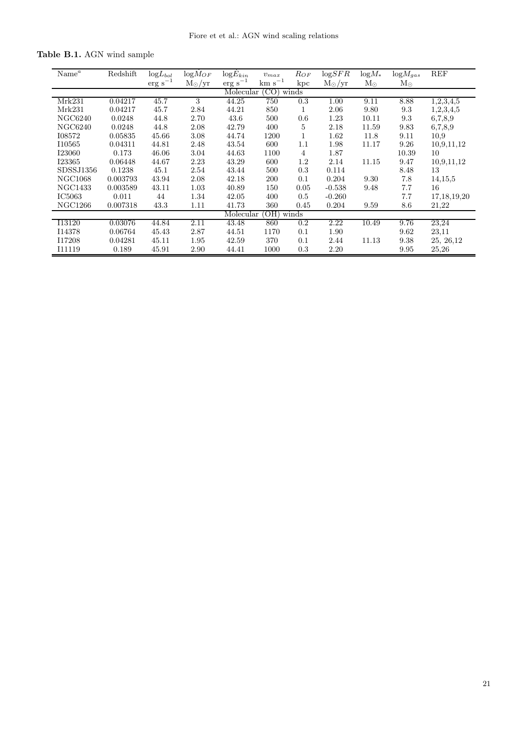**Table B.1.** AGN wind sample

| Name[a] | Redshift | $\log L_{bol}$ erg s$^{-1}$ | $\log \dot{M}_{OF}$ M$_\odot$/yr | $\log \dot{E}_{kin}$ erg s$^{-1}$ | $v_{max}$ km s$^{-1}$ | $R_{OF}$ kpc | $\log SFR$ M$_\odot$/yr | $\log M_*$ M$_\odot$ | $\log M_{gas}$ M$_\odot$ | REF |
|---|---|---|---|---|---|---|---|---|---|---|
| | | | | Molecular (CO) winds | | | | | | |
| Mrk231 | 0.04217 | 45.7 | 3 | 44.25 | 750 | 0.3 | 1.00 | 9.11 | 8.88 | 1,2,3,4,5 |
| Mrk231 | 0.04217 | 45.7 | 2.84 | 44.21 | 850 | 1 | 2.06 | 9.80 | 9.3 | 1,2,3,4,5 |
| NGC6240 | 0.0248 | 44.8 | 2.70 | 43.6 | 500 | 0.6 | 1.23 | 10.11 | 9.3 | 6,7,8,9 |
| NGC6240 | 0.0248 | 44.8 | 2.08 | 42.79 | 400 | 5 | 2.18 | 11.59 | 9.83 | 6,7,8,9 |
| I08572 | 0.05835 | 45.66 | 3.08 | 44.74 | 1200 | 1 | 1.62 | 11.8 | 9.11 | 10,9 |
| I10565 | 0.04311 | 44.81 | 2.48 | 43.54 | 600 | 1.1 | 1.98 | 11.17 | 9.26 | 10,9,11,12 |
| I23060 | 0.173 | 46.06 | 3.04 | 44.63 | 1100 | 4 | 1.87 | | 10.39 | 10 |
| I23365 | 0.06448 | 44.67 | 2.23 | 43.29 | 600 | 1.2 | 2.14 | 11.15 | 9.47 | 10,9,11,12 |
| SDSSJ1356 | 0.1238 | 45.1 | 2.54 | 43.44 | 500 | 0.3 | 0.114 | | 8.48 | 13 |
| NGC1068 | 0.003793 | 43.94 | 2.08 | 42.18 | 200 | 0.1 | 0.204 | 9.30 | 7.8 | 14,15,5 |
| NGC1433 | 0.003589 | 43.11 | 1.03 | 40.89 | 150 | 0.05 | -0.538 | 9.48 | 7.7 | 16 |
| IC5063 | 0.011 | 44 | 1.34 | 42.05 | 400 | 0.5 | -0.260 | | 7.7 | 17,18,19,20 |
| NGC1266 | 0.007318 | 43.3 | 1.11 | 41.73 | 360 | 0.45 | 0.204 | 9.59 | 8.6 | 21,22 |
| | | | | Molecular (OH) winds | | | | | | |
| I13120 | 0.03076 | 44.84 | 2.11 | 43.48 | 860 | 0.2 | 2.22 | 10.49 | 9.76 | 23,24 |
| I14378 | 0.06764 | 45.43 | 2.87 | 44.51 | 1170 | 0.1 | 1.90 | | 9.62 | 23,11 |
| I17208 | 0.04281 | 45.11 | 1.95 | 42.59 | 370 | 0.1 | 2.44 | 11.13 | 9.38 | 25, 26,12 |
| I11119 | 0.189 | 45.91 | 2.90 | 44.41 | 1000 | 0.3 | 2.20 | | 9.95 | 25,26 |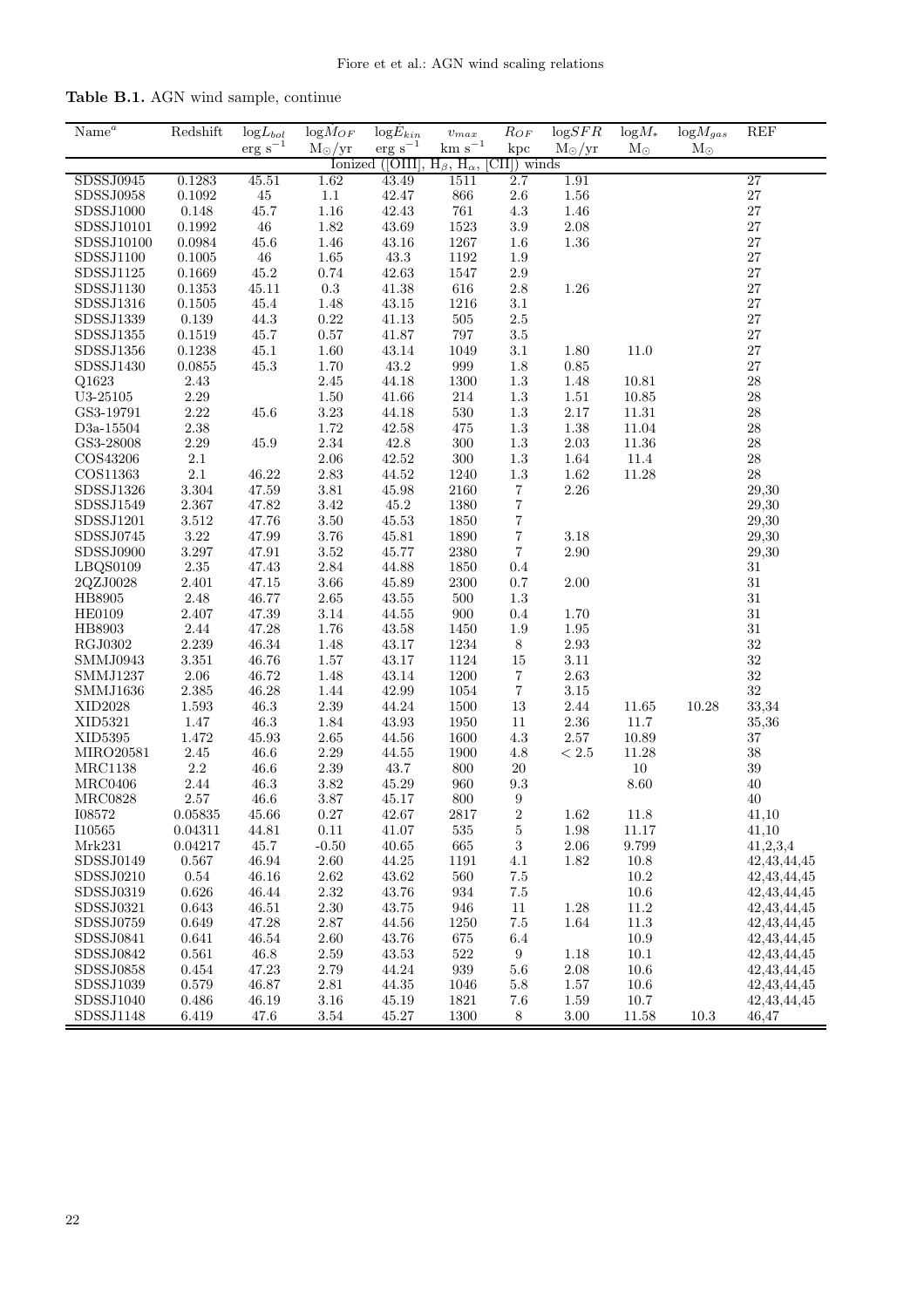**Table B.1.** AGN wind sample, continue

| Name[a] | Redshift | $\log L_{bol}$ | $\log \dot{M}_{OF}$ | $\log \dot{E}_{kin}$ | $v_{max}$ | $R_{OF}$ | $\log SFR$ | $\log M_*$ | $\log M_{gas}$ | REF |
|---|---|---|---|---|---|---|---|---|---|---|
| | | erg s$^{-1}$ | M$_\odot$/yr | erg s$^{-1}$ | km s$^{-1}$ | kpc | M$_\odot$/yr | M$_\odot$ | M$_\odot$ | |
| Ionized ([OIII], H$_\beta$, H$_\alpha$, [CII]) winds | | | | | | | | | | |
| SDSSJ0945 | 0.1283 | 45.51 | 1.62 | 43.49 | 1511 | 2.7 | 1.91 | | | 27 |
| SDSSJ0958 | 0.1092 | 45 | 1.1 | 42.47 | 866 | 2.6 | 1.56 | | | 27 |
| SDSSJ1000 | 0.148 | 45.7 | 1.16 | 42.43 | 761 | 4.3 | 1.46 | | | 27 |
| SDSSJ10101 | 0.1992 | 46 | 1.82 | 43.69 | 1523 | 3.9 | 2.08 | | | 27 |
| SDSSJ10100 | 0.0984 | 45.6 | 1.46 | 43.16 | 1267 | 1.6 | 1.36 | | | 27 |
| SDSSJ1100 | 0.1005 | 46 | 1.65 | 43.3 | 1192 | 1.9 | | | | 27 |
| SDSSJ1125 | 0.1669 | 45.2 | 0.74 | 42.63 | 1547 | 2.9 | | | | 27 |
| SDSSJ1130 | 0.1353 | 45.11 | 0.3 | 41.38 | 616 | 2.8 | 1.26 | | | 27 |
| SDSSJ1316 | 0.1505 | 45.4 | 1.48 | 43.15 | 1216 | 3.1 | | | | 27 |
| SDSSJ1339 | 0.139 | 44.3 | 0.22 | 41.13 | 505 | 2.5 | | | | 27 |
| SDSSJ1355 | 0.1519 | 45.7 | 0.57 | 41.87 | 797 | 3.5 | | | | 27 |
| SDSSJ1356 | 0.1238 | 45.1 | 1.60 | 43.14 | 1049 | 3.1 | 1.80 | 11.0 | | 27 |
| SDSSJ1430 | 0.0855 | 45.3 | 1.70 | 43.2 | 999 | 1.8 | 0.85 | | | 27 |
| Q1623 | 2.43 | | 2.45 | 44.18 | 1300 | 1.3 | 1.48 | 10.81 | | 28 |
| U3-25105 | 2.29 | | 1.50 | 41.66 | 214 | 1.3 | 1.51 | 10.85 | | 28 |
| GS3-19791 | 2.22 | 45.6 | 3.23 | 44.18 | 530 | 1.3 | 2.17 | 11.31 | | 28 |
| D3a-15504 | 2.38 | | 1.72 | 42.58 | 475 | 1.3 | 1.38 | 11.04 | | 28 |
| GS3-28008 | 2.29 | 45.9 | 2.34 | 42.8 | 300 | 1.3 | 2.03 | 11.36 | | 28 |
| COS43206 | 2.1 | | 2.06 | 42.52 | 300 | 1.3 | 1.64 | 11.4 | | 28 |
| COS11363 | 2.1 | 46.22 | 2.83 | 44.52 | 1240 | 1.3 | 1.62 | 11.28 | | 28 |
| SDSSJ1326 | 3.304 | 47.59 | 3.81 | 45.98 | 2160 | 7 | 2.26 | | | 29,30 |
| SDSSJ1549 | 2.367 | 47.82 | 3.42 | 45.2 | 1380 | 7 | | | | 29,30 |
| SDSSJ1201 | 3.512 | 47.76 | 3.50 | 45.53 | 1850 | 7 | | | | 29,30 |
| SDSSJ0745 | 3.22 | 47.99 | 3.76 | 45.81 | 1890 | 7 | 3.18 | | | 29,30 |
| SDSSJ0900 | 3.297 | 47.91 | 3.52 | 45.77 | 2380 | 7 | 2.90 | | | 29,30 |
| LBQS0109 | 2.35 | 47.43 | 2.84 | 44.88 | 1850 | 0.4 | | | | 31 |
| 2QZJ0028 | 2.401 | 47.15 | 3.66 | 45.89 | 2300 | 0.7 | 2.00 | | | 31 |
| HB8905 | 2.48 | 46.77 | 2.65 | 43.55 | 500 | 1.3 | | | | 31 |
| HE0109 | 2.407 | 47.39 | 3.14 | 44.55 | 900 | 0.4 | 1.70 | | | 31 |
| HB8903 | 2.44 | 47.28 | 1.76 | 43.58 | 1450 | 1.9 | 1.95 | | | 31 |
| RGJ0302 | 2.239 | 46.34 | 1.48 | 43.17 | 1234 | 8 | 2.93 | | | 32 |
| SMMJ0943 | 3.351 | 46.76 | 1.57 | 43.17 | 1124 | 15 | 3.11 | | | 32 |
| SMMJ1237 | 2.06 | 46.72 | 1.48 | 43.14 | 1200 | 7 | 2.63 | | | 32 |
| SMMJ1636 | 2.385 | 46.28 | 1.44 | 42.99 | 1054 | 7 | 3.15 | | | 32 |
| XID2028 | 1.593 | 46.3 | 2.39 | 44.24 | 1500 | 13 | 2.44 | 11.65 | 10.28 | 33,34 |
| XID5321 | 1.47 | 46.3 | 1.84 | 43.93 | 1950 | 11 | 2.36 | 11.7 | | 35,36 |
| XID5395 | 1.472 | 45.93 | 2.65 | 44.56 | 1600 | 4.3 | 2.57 | 10.89 | | 37 |
| MIRO20581 | 2.45 | 46.6 | 2.29 | 44.55 | 1900 | 4.8 | $< 2.5$ | 11.28 | | 38 |
| MRC1138 | 2.2 | 46.6 | 2.39 | 43.7 | 800 | 20 | | 10 | | 39 |
| MRC0406 | 2.44 | 46.3 | 3.82 | 45.29 | 960 | 9.3 | | 8.60 | | 40 |
| MRC0828 | 2.57 | 46.6 | 3.87 | 45.17 | 800 | 9 | | | | 40 |
| I08572 | 0.05835 | 45.66 | 0.27 | 42.67 | 2817 | 2 | 1.62 | 11.8 | | 41,10 |
| I10565 | 0.04311 | 44.81 | 0.11 | 41.07 | 535 | 5 | 1.98 | 11.17 | | 41,10 |
| Mrk231 | 0.04217 | 45.7 | -0.50 | 40.65 | 665 | 3 | 2.06 | 9.799 | | 41,2,3,4 |
| SDSSJ0149 | 0.567 | 46.94 | 2.60 | 44.25 | 1191 | 4.1 | 1.82 | 10.8 | | 42,43,44,45 |
| SDSSJ0210 | 0.54 | 46.16 | 2.62 | 43.62 | 560 | 7.5 | | 10.2 | | 42,43,44,45 |
| SDSSJ0319 | 0.626 | 46.44 | 2.32 | 43.76 | 934 | 7.5 | | 10.6 | | 42,43,44,45 |
| SDSSJ0321 | 0.643 | 46.51 | 2.30 | 43.75 | 946 | 11 | 1.28 | 11.2 | | 42,43,44,45 |
| SDSSJ0759 | 0.649 | 47.28 | 2.87 | 44.56 | 1250 | 7.5 | 1.64 | 11.3 | | 42,43,44,45 |
| SDSSJ0841 | 0.641 | 46.54 | 2.60 | 43.76 | 675 | 6.4 | | 10.9 | | 42,43,44,45 |
| SDSSJ0842 | 0.561 | 46.8 | 2.59 | 43.53 | 522 | 9 | 1.18 | 10.1 | | 42,43,44,45 |
| SDSSJ0858 | 0.454 | 47.23 | 2.79 | 44.24 | 939 | 5.6 | 2.08 | 10.6 | | 42,43,44,45 |
| SDSSJ1039 | 0.579 | 46.87 | 2.81 | 44.35 | 1046 | 5.8 | 1.57 | 10.6 | | 42,43,44,45 |
| SDSSJ1040 | 0.486 | 46.19 | 3.16 | 45.19 | 1821 | 7.6 | 1.59 | 10.7 | | 42,43,44,45 |
| SDSSJ1148 | 6.419 | 47.6 | 3.54 | 45.27 | 1300 | 8 | 3.00 | 11.58 | 10.3 | 46,47 |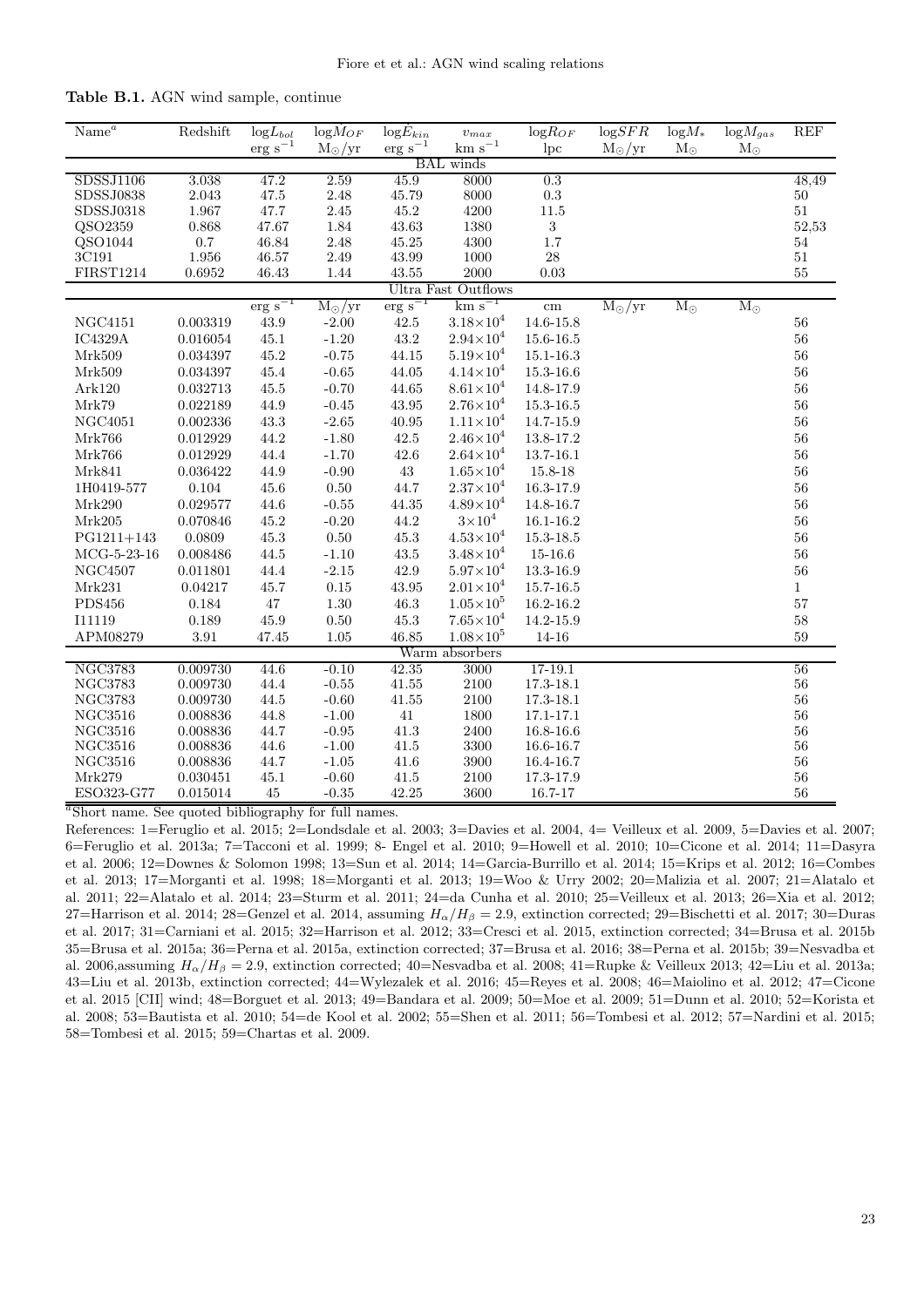**Table B.1.** AGN wind sample, continue

| Name[a] | Redshift | $\log L_{bol}$ | $\log \dot{M}_{OF}$ | $\log \dot{E}_{kin}$ | $v_{max}$ | $\log R_{OF}$ | $\log SFR$ | $\log M_*$ | $\log M_{gas}$ | REF |
|---|---|---|---|---|---|---|---|---|---|---|
| | | erg s$^{-1}$ | $M_\odot$/yr | erg s$^{-1}$ | km s$^{-1}$ | lpc | $M_\odot$/yr | $M_\odot$ | $M_\odot$ | |
| | | | | | BAL winds | | | | | |
| SDSSJ1106 | 3.038 | 47.2 | 2.59 | 45.9 | 8000 | 0.3 | | | | 48,49 |
| SDSSJ0838 | 2.043 | 47.5 | 2.48 | 45.79 | 8000 | 0.3 | | | | 50 |
| SDSSJ0318 | 1.967 | 47.7 | 2.45 | 45.2 | 4200 | 11.5 | | | | 51 |
| QSO2359 | 0.868 | 47.67 | 1.84 | 43.63 | 1380 | 3 | | | | 52,53 |
| QSO1044 | 0.7 | 46.84 | 2.48 | 45.25 | 4300 | 1.7 | | | | 54 |
| 3C191 | 1.956 | 46.57 | 2.49 | 43.99 | 1000 | 28 | | | | 51 |
| FIRST1214 | 0.6952 | 46.43 | 1.44 | 43.55 | 2000 | 0.03 | | | | 55 |
| | | | | | Ultra Fast Outflows | | | | | |
| | | erg s$^{-1}$ | $M_\odot$/yr | erg s$^{-1}$ | km s$^{-1}$ | cm | $M_\odot$/yr | $M_\odot$ | $M_\odot$ | |
| NGC4151 | 0.003319 | 43.9 | -2.00 | 42.5 | $3.18\times10^4$ | 14.6-15.8 | | | | 56 |
| IC4329A | 0.016054 | 45.1 | -1.20 | 43.2 | $2.94\times10^4$ | 15.6-16.5 | | | | 56 |
| Mrk509 | 0.034397 | 45.2 | -0.75 | 44.15 | $5.19\times10^4$ | 15.1-16.3 | | | | 56 |
| Mrk509 | 0.034397 | 45.4 | -0.65 | 44.05 | $4.14\times10^4$ | 15.3-16.6 | | | | 56 |
| Ark120 | 0.032713 | 45.5 | -0.70 | 44.65 | $8.61\times10^4$ | 14.8-17.9 | | | | 56 |
| Mrk79 | 0.022189 | 44.9 | -0.45 | 43.95 | $2.76\times10^4$ | 15.3-16.5 | | | | 56 |
| NGC4051 | 0.002336 | 43.3 | -2.65 | 40.95 | $1.11\times10^4$ | 14.7-15.9 | | | | 56 |
| Mrk766 | 0.012929 | 44.2 | -1.80 | 42.5 | $2.46\times10^4$ | 13.8-17.2 | | | | 56 |
| Mrk766 | 0.012929 | 44.4 | -1.70 | 42.6 | $2.64\times10^4$ | 13.7-16.1 | | | | 56 |
| Mrk841 | 0.036422 | 44.9 | -0.90 | 43 | $1.65\times10^4$ | 15.8-18 | | | | 56 |
| 1H0419-577 | 0.104 | 45.6 | 0.50 | 44.7 | $2.37\times10^4$ | 16.3-17.9 | | | | 56 |
| Mrk290 | 0.029577 | 44.6 | -0.55 | 44.35 | $4.89\times10^4$ | 14.8-16.7 | | | | 56 |
| Mrk205 | 0.070846 | 45.2 | -0.20 | 44.2 | $3\times10^4$ | 16.1-16.2 | | | | 56 |
| PG1211+143 | 0.0809 | 45.3 | 0.50 | 45.3 | $4.53\times10^4$ | 15.3-18.5 | | | | 56 |
| MCG-5-23-16 | 0.008486 | 44.5 | -1.10 | 43.5 | $3.48\times10^4$ | 15-16.6 | | | | 56 |
| NGC4507 | 0.011801 | 44.4 | -2.15 | 42.9 | $5.97\times10^4$ | 13.3-16.9 | | | | 56 |
| Mrk231 | 0.04217 | 45.7 | 0.15 | 43.95 | $2.01\times10^4$ | 15.7-16.5 | | | | 1 |
| PDS456 | 0.184 | 47 | 1.30 | 46.3 | $1.05\times10^5$ | 16.2-16.2 | | | | 57 |
| I11119 | 0.189 | 45.9 | 0.50 | 45.3 | $7.65\times10^4$ | 14.2-15.9 | | | | 58 |
| APM08279 | 3.91 | 47.45 | 1.05 | 46.85 | $1.08\times10^5$ | 14-16 | | | | 59 |
| | | | | | Warm absorbers | | | | | |
| NGC3783 | 0.009730 | 44.6 | -0.10 | 42.35 | 3000 | 17-19.1 | | | | 56 |
| NGC3783 | 0.009730 | 44.4 | -0.55 | 41.55 | 2100 | 17.3-18.1 | | | | 56 |
| NGC3783 | 0.009730 | 44.5 | -0.60 | 41.55 | 2100 | 17.3-18.1 | | | | 56 |
| NGC3516 | 0.008836 | 44.8 | -1.00 | 41 | 1800 | 17.1-17.1 | | | | 56 |
| NGC3516 | 0.008836 | 44.7 | -0.95 | 41.3 | 2400 | 16.8-16.6 | | | | 56 |
| NGC3516 | 0.008836 | 44.6 | -1.00 | 41.5 | 3300 | 16.6-16.7 | | | | 56 |
| NGC3516 | 0.008836 | 44.7 | -1.05 | 41.6 | 3900 | 16.4-16.7 | | | | 56 |
| Mrk279 | 0.030451 | 45.1 | -0.60 | 41.5 | 2100 | 17.3-17.9 | | | | 56 |
| ESO323-G77 | 0.015014 | 45 | -0.35 | 42.25 | 3600 | 16.7-17 | | | | 56 |

[a]Short name. See quoted bibliography for full names.

References: 1=Feruglio et al. 2015; 2=Londsdale et al. 2003; 3=Davies et al. 2004, 4= Veilleux et al. 2009, 5=Davies et al. 2007; 6=Feruglio et al. 2013a; 7=Tacconi et al. 1999; 8- Engel et al. 2010; 9=Howell et al. 2010; 10=Cicone et al. 2014; 11=Dasyra et al. 2006; 12=Downes & Solomon 1998; 13=Sun et al. 2014; 14=Garcia-Burrillo et al. 2014; 15=Krips et al. 2012; 16=Combes et al. 2013; 17=Morganti et al. 1998; 18=Morganti et al. 2013; 19=Woo & Urry 2002; 20=Malizia et al. 2007; 21=Alatalo et al. 2011; 22=Alatalo et al. 2014; 23=Sturm et al. 2011; 24=da Cunha et al. 2010; 25=Veilleux et al. 2013; 26=Xia et al. 2012; 27=Harrison et al. 2014; 28=Genzel et al. 2014, assuming $H_\alpha/H_\beta = 2.9$, extinction corrected; 29=Bischetti et al. 2017; 30=Duras et al. 2017; 31=Carniani et al. 2015; 32=Harrison et al. 2012; 33=Cresci et al. 2015, extinction corrected; 34=Brusa et al. 2015b 35=Brusa et al. 2015a; 36=Perna et al. 2015a, extinction corrected; 37=Brusa et al. 2016; 38=Perna et al. 2015b; 39=Nesvadba et al. 2006,assuming $H_\alpha/H_\beta = 2.9$, extinction corrected; 40=Nesvadba et al. 2008; 41=Rupke & Veilleux 2013; 42=Liu et al. 2013a; 43=Liu et al. 2013b, extinction corrected; 44=Wylezalek et al. 2016; 45=Reyes et al. 2008; 46=Maiolino et al. 2012; 47=Cicone et al. 2015 [CII] wind; 48=Borguet et al. 2013; 49=Bandara et al. 2009; 50=Moe et al. 2009; 51=Dunn et al. 2010; 52=Korista et al. 2008; 53=Bautista et al. 2010; 54=de Kool et al. 2002; 55=Shen et al. 2011; 56=Tombesi et al. 2012; 57=Nardini et al. 2015; 58=Tombesi et al. 2015; 59=Chartas et al. 2009.